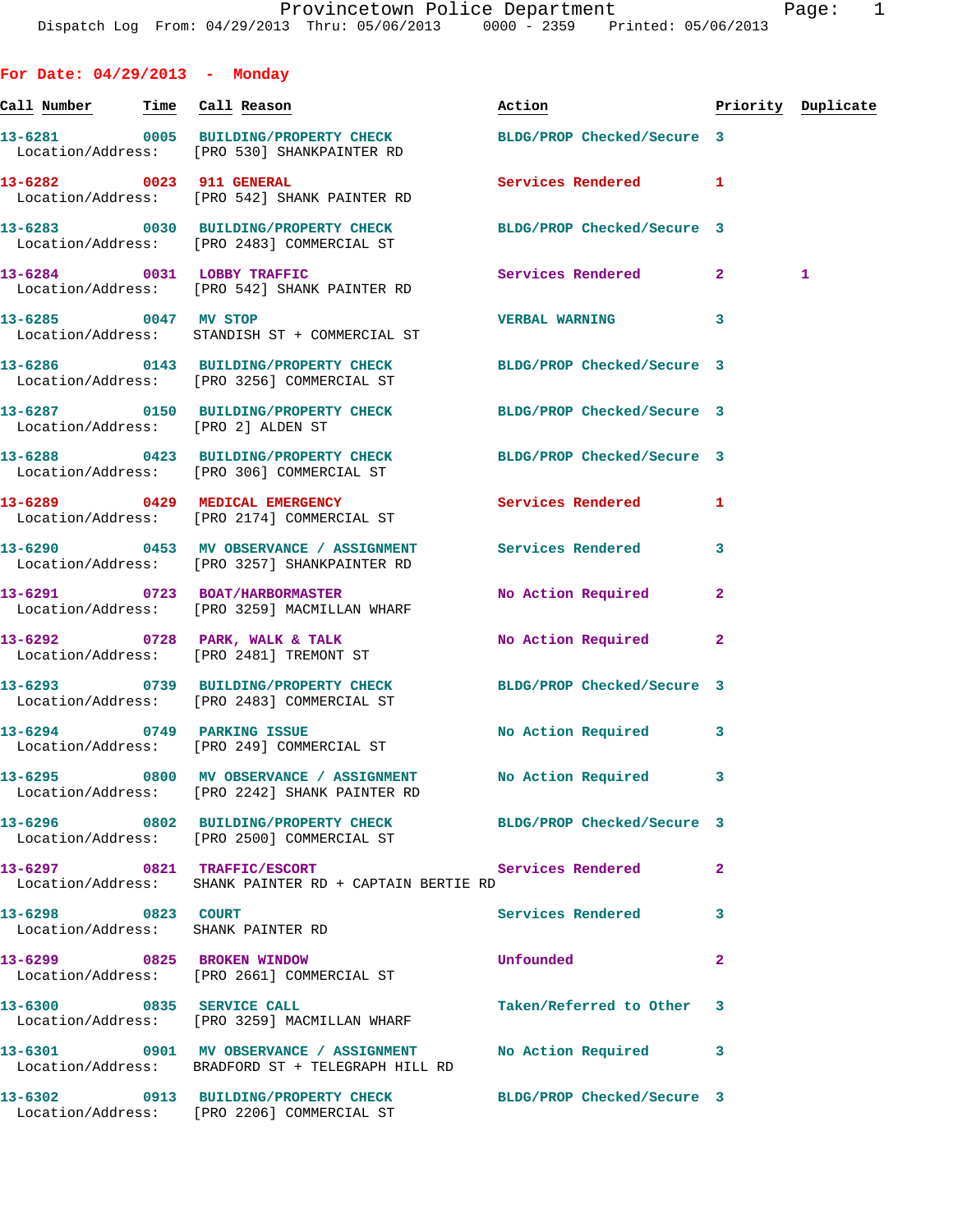Dispatch Log From: 04/29/2013 Thru: 05/06/2013 0000 - 2359 Printed: 05/06/2013

## For Date: 04/29/2013 - Monday

| Call Number | Time | Call Reason | Action | Priority | Duplicate |
|---|---|---|---|---|---|
| 13-6281 | 0005 | BUILDING/PROPERTY CHECK | BLDG/PROP Checked/Secure | 3 | |
| Location/Address: | | [PRO 530] SHANKPAINTER RD | | | |
| 13-6282 | 0023 | 911 GENERAL | Services Rendered | 1 | |
| Location/Address: | | [PRO 542] SHANK PAINTER RD | | | |
| 13-6283 | 0030 | BUILDING/PROPERTY CHECK | BLDG/PROP Checked/Secure | 3 | |
| Location/Address: | | [PRO 2483] COMMERCIAL ST | | | |
| 13-6284 | 0031 | LOBBY TRAFFIC | Services Rendered | 2 | 1 |
| Location/Address: | | [PRO 542] SHANK PAINTER RD | | | |
| 13-6285 | 0047 | MV STOP | VERBAL WARNING | 3 | |
| Location/Address: | | STANDISH ST + COMMERCIAL ST | | | |
| 13-6286 | 0143 | BUILDING/PROPERTY CHECK | BLDG/PROP Checked/Secure | 3 | |
| Location/Address: | | [PRO 3256] COMMERCIAL ST | | | |
| 13-6287 | 0150 | BUILDING/PROPERTY CHECK | BLDG/PROP Checked/Secure | 3 | |
| Location/Address: | | [PRO 2] ALDEN ST | | | |
| 13-6288 | 0423 | BUILDING/PROPERTY CHECK | BLDG/PROP Checked/Secure | 3 | |
| Location/Address: | | [PRO 306] COMMERCIAL ST | | | |
| 13-6289 | 0429 | MEDICAL EMERGENCY | Services Rendered | 1 | |
| Location/Address: | | [PRO 2174] COMMERCIAL ST | | | |
| 13-6290 | 0453 | MV OBSERVANCE / ASSIGNMENT | Services Rendered | 3 | |
| Location/Address: | | [PRO 3257] SHANKPAINTER RD | | | |
| 13-6291 | 0723 | BOAT/HARBORMASTER | No Action Required | 2 | |
| Location/Address: | | [PRO 3259] MACMILLAN WHARF | | | |
| 13-6292 | 0728 | PARK, WALK & TALK | No Action Required | 2 | |
| Location/Address: | | [PRO 2481] TREMONT ST | | | |
| 13-6293 | 0739 | BUILDING/PROPERTY CHECK | BLDG/PROP Checked/Secure | 3 | |
| Location/Address: | | [PRO 2483] COMMERCIAL ST | | | |
| 13-6294 | 0749 | PARKING ISSUE | No Action Required | 3 | |
| Location/Address: | | [PRO 249] COMMERCIAL ST | | | |
| 13-6295 | 0800 | MV OBSERVANCE / ASSIGNMENT | No Action Required | 3 | |
| Location/Address: | | [PRO 2242] SHANK PAINTER RD | | | |
| 13-6296 | 0802 | BUILDING/PROPERTY CHECK | BLDG/PROP Checked/Secure | 3 | |
| Location/Address: | | [PRO 2500] COMMERCIAL ST | | | |
| 13-6297 | 0821 | TRAFFIC/ESCORT | Services Rendered | 2 | |
| Location/Address: | | SHANK PAINTER RD + CAPTAIN BERTIE RD | | | |
| 13-6298 | 0823 | COURT | Services Rendered | 3 | |
| Location/Address: | | SHANK PAINTER RD | | | |
| 13-6299 | 0825 | BROKEN WINDOW | Unfounded | 2 | |
| Location/Address: | | [PRO 2661] COMMERCIAL ST | | | |
| 13-6300 | 0835 | SERVICE CALL | Taken/Referred to Other | 3 | |
| Location/Address: | | [PRO 3259] MACMILLAN WHARF | | | |
| 13-6301 | 0901 | MV OBSERVANCE / ASSIGNMENT | No Action Required | 3 | |
| Location/Address: | | BRADFORD ST + TELEGRAPH HILL RD | | | |
| 13-6302 | 0913 | BUILDING/PROPERTY CHECK | BLDG/PROP Checked/Secure | 3 | |
| Location/Address: | | [PRO 2206] COMMERCIAL ST | | | |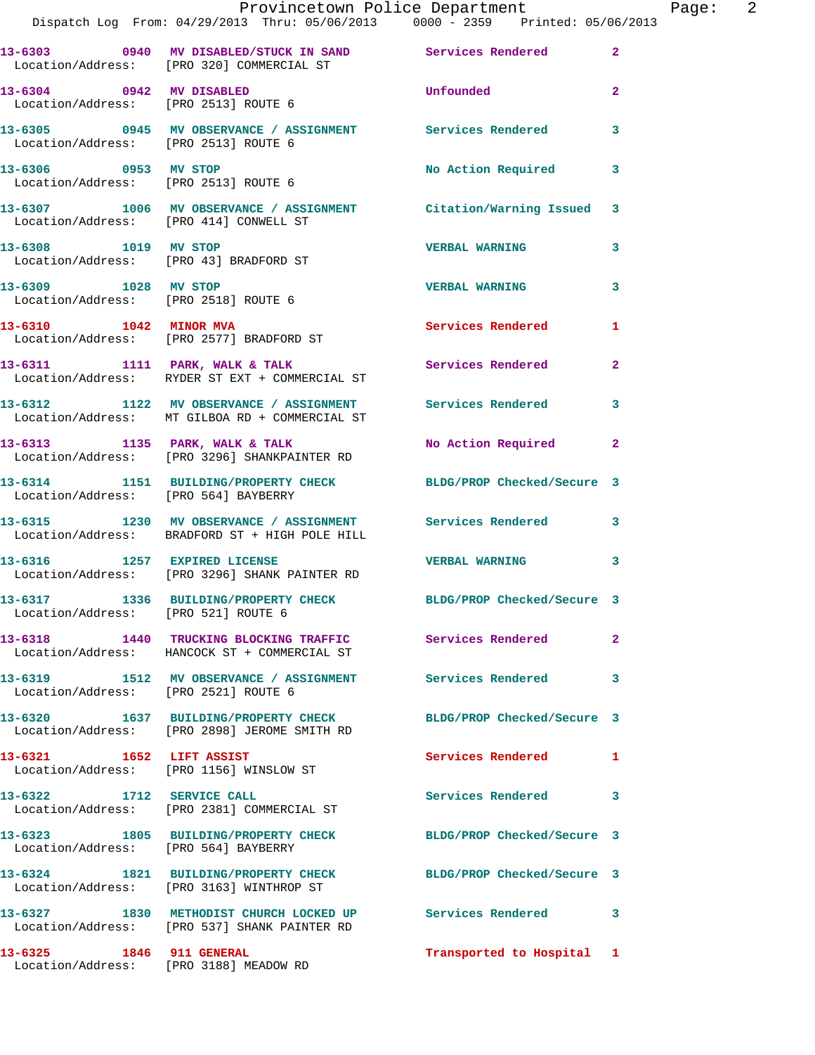13-6303 0940 MV DISABLED/STUCK IN SAND Services Rendered 2
Location/Address: [PRO 320] COMMERCIAL ST

13-6304 0942 MV DISABLED Unfounded 2
Location/Address: [PRO 2513] ROUTE 6

13-6305 0945 MV OBSERVANCE / ASSIGNMENT Services Rendered 3
Location/Address: [PRO 2513] ROUTE 6

13-6306 0953 MV STOP No Action Required 3
Location/Address: [PRO 2513] ROUTE 6

13-6307 1006 MV OBSERVANCE / ASSIGNMENT Citation/Warning Issued 3
Location/Address: [PRO 414] CONWELL ST

13-6308 1019 MV STOP VERBAL WARNING 3
Location/Address: [PRO 43] BRADFORD ST

13-6309 1028 MV STOP VERBAL WARNING 3
Location/Address: [PRO 2518] ROUTE 6

13-6310 1042 MINOR MVA Services Rendered 1
Location/Address: [PRO 2577] BRADFORD ST

13-6311 1111 PARK, WALK & TALK Services Rendered 2
Location/Address: RYDER ST EXT + COMMERCIAL ST

13-6312 1122 MV OBSERVANCE / ASSIGNMENT Services Rendered 3
Location/Address: MT GILBOA RD + COMMERCIAL ST

13-6313 1135 PARK, WALK & TALK No Action Required 2
Location/Address: [PRO 3296] SHANKPAINTER RD

13-6314 1151 BUILDING/PROPERTY CHECK BLDG/PROP Checked/Secure 3
Location/Address: [PRO 564] BAYBERRY

13-6315 1230 MV OBSERVANCE / ASSIGNMENT Services Rendered 3
Location/Address: BRADFORD ST + HIGH POLE HILL

13-6316 1257 EXPIRED LICENSE VERBAL WARNING 3
Location/Address: [PRO 3296] SHANK PAINTER RD

13-6317 1336 BUILDING/PROPERTY CHECK BLDG/PROP Checked/Secure 3
Location/Address: [PRO 521] ROUTE 6

13-6318 1440 TRUCKING BLOCKING TRAFFIC Services Rendered 2
Location/Address: HANCOCK ST + COMMERCIAL ST

13-6319 1512 MV OBSERVANCE / ASSIGNMENT Services Rendered 3
Location/Address: [PRO 2521] ROUTE 6

13-6320 1637 BUILDING/PROPERTY CHECK BLDG/PROP Checked/Secure 3
Location/Address: [PRO 2898] JEROME SMITH RD

13-6321 1652 LIFT ASSIST Services Rendered 1
Location/Address: [PRO 1156] WINSLOW ST

13-6322 1712 SERVICE CALL Services Rendered 3
Location/Address: [PRO 2381] COMMERCIAL ST

13-6323 1805 BUILDING/PROPERTY CHECK BLDG/PROP Checked/Secure 3
Location/Address: [PRO 564] BAYBERRY

13-6324 1821 BUILDING/PROPERTY CHECK BLDG/PROP Checked/Secure 3
Location/Address: [PRO 3163] WINTHROP ST

13-6327 1830 METHODIST CHURCH LOCKED UP Services Rendered 3
Location/Address: [PRO 537] SHANK PAINTER RD

13-6325 1846 911 GENERAL Transported to Hospital 1
Location/Address: [PRO 3188] MEADOW RD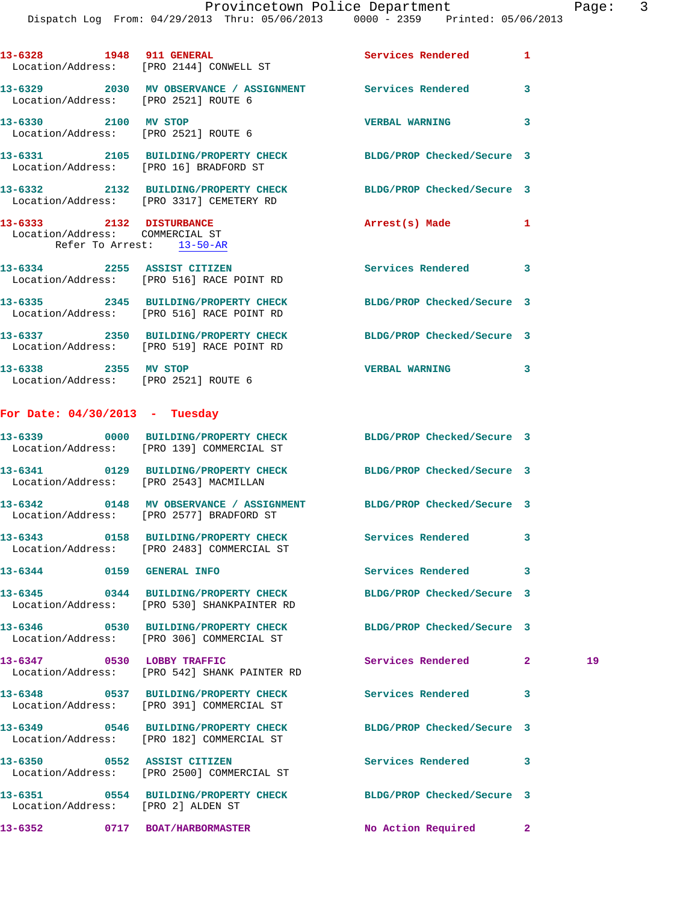13-6328 1948 911 GENERAL Services Rendered 1
 Location/Address: [PRO 2144] CONWELL ST

13-6329 2030 MV OBSERVANCE / ASSIGNMENT Services Rendered 3
 Location/Address: [PRO 2521] ROUTE 6

13-6330 2100 MV STOP VERBAL WARNING 3
 Location/Address: [PRO 2521] ROUTE 6

13-6331 2105 BUILDING/PROPERTY CHECK BLDG/PROP Checked/Secure 3
 Location/Address: [PRO 16] BRADFORD ST

13-6332 2132 BUILDING/PROPERTY CHECK BLDG/PROP Checked/Secure 3
 Location/Address: [PRO 3317] CEMETERY RD

13-6333 2132 DISTURBANCE Arrest(s) Made 1
 Location/Address: COMMERCIAL ST
 Refer To Arrest: 13-50-AR

13-6334 2255 ASSIST CITIZEN Services Rendered 3
 Location/Address: [PRO 516] RACE POINT RD

13-6335 2345 BUILDING/PROPERTY CHECK BLDG/PROP Checked/Secure 3
 Location/Address: [PRO 516] RACE POINT RD

13-6337 2350 BUILDING/PROPERTY CHECK BLDG/PROP Checked/Secure 3
 Location/Address: [PRO 519] RACE POINT RD

13-6338 2355 MV STOP VERBAL WARNING 3
 Location/Address: [PRO 2521] ROUTE 6

**For Date: 04/30/2013 - Tuesday**

13-6339 0000 BUILDING/PROPERTY CHECK BLDG/PROP Checked/Secure 3
 Location/Address: [PRO 139] COMMERCIAL ST

13-6341 0129 BUILDING/PROPERTY CHECK BLDG/PROP Checked/Secure 3
 Location/Address: [PRO 2543] MACMILLAN

13-6342 0148 MV OBSERVANCE / ASSIGNMENT BLDG/PROP Checked/Secure 3
 Location/Address: [PRO 2577] BRADFORD ST

13-6343 0158 BUILDING/PROPERTY CHECK Services Rendered 3
 Location/Address: [PRO 2483] COMMERCIAL ST

13-6344 0159 GENERAL INFO Services Rendered 3

13-6345 0344 BUILDING/PROPERTY CHECK BLDG/PROP Checked/Secure 3
 Location/Address: [PRO 530] SHANKPAINTER RD

13-6346 0530 BUILDING/PROPERTY CHECK BLDG/PROP Checked/Secure 3
 Location/Address: [PRO 306] COMMERCIAL ST

13-6347 0530 LOBBY TRAFFIC Services Rendered 2 19
 Location/Address: [PRO 542] SHANK PAINTER RD

13-6348 0537 BUILDING/PROPERTY CHECK Services Rendered 3
 Location/Address: [PRO 391] COMMERCIAL ST

13-6349 0546 BUILDING/PROPERTY CHECK BLDG/PROP Checked/Secure 3
 Location/Address: [PRO 182] COMMERCIAL ST

13-6350 0552 ASSIST CITIZEN Services Rendered 3
 Location/Address: [PRO 2500] COMMERCIAL ST

13-6351 0554 BUILDING/PROPERTY CHECK BLDG/PROP Checked/Secure 3
 Location/Address: [PRO 2] ALDEN ST

13-6352 0717 BOAT/HARBORMASTER No Action Required 2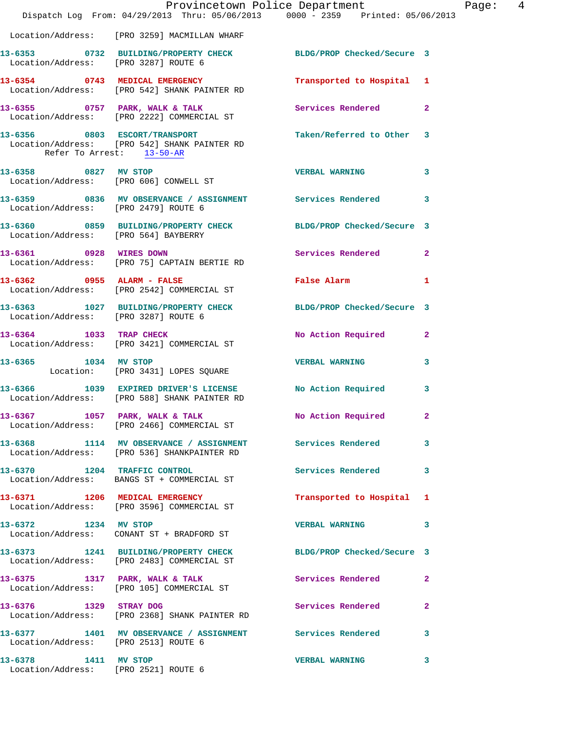Location/Address: [PRO 3259] MACMILLAN WHARF

| Call Number | Time | Call Reason | Action | Priority |
|---|---|---|---|---|
| 13-6353 | 0732 | BUILDING/PROPERTY CHECK | BLDG/PROP Checked/Secure | 3 |
| | | Location/Address: [PRO 3287] ROUTE 6 | | |
| 13-6354 | 0743 | MEDICAL EMERGENCY | Transported to Hospital | 1 |
| | | Location/Address: [PRO 542] SHANK PAINTER RD | | |
| 13-6355 | 0757 | PARK, WALK & TALK | Services Rendered | 2 |
| | | Location/Address: [PRO 2222] COMMERCIAL ST | | |
| 13-6356 | 0803 | ESCORT/TRANSPORT | Taken/Referred to Other | 3 |
| | | Location/Address: [PRO 542] SHANK PAINTER RD; Refer To Arrest: 13-50-AR | | |
| 13-6358 | 0827 | MV STOP | VERBAL WARNING | 3 |
| | | Location/Address: [PRO 606] CONWELL ST | | |
| 13-6359 | 0836 | MV OBSERVANCE / ASSIGNMENT | Services Rendered | 3 |
| | | Location/Address: [PRO 2479] ROUTE 6 | | |
| 13-6360 | 0859 | BUILDING/PROPERTY CHECK | BLDG/PROP Checked/Secure | 3 |
| | | Location/Address: [PRO 564] BAYBERRY | | |
| 13-6361 | 0928 | WIRES DOWN | Services Rendered | 2 |
| | | Location/Address: [PRO 75] CAPTAIN BERTIE RD | | |
| 13-6362 | 0955 | ALARM - FALSE | False Alarm | 1 |
| | | Location/Address: [PRO 2542] COMMERCIAL ST | | |
| 13-6363 | 1027 | BUILDING/PROPERTY CHECK | BLDG/PROP Checked/Secure | 3 |
| | | Location/Address: [PRO 3287] ROUTE 6 | | |
| 13-6364 | 1033 | TRAP CHECK | No Action Required | 2 |
| | | Location/Address: [PRO 3421] COMMERCIAL ST | | |
| 13-6365 | 1034 | MV STOP | VERBAL WARNING | 3 |
| | | Location: [PRO 3431] LOPES SQUARE | | |
| 13-6366 | 1039 | EXPIRED DRIVER'S LICENSE | No Action Required | 3 |
| | | Location/Address: [PRO 588] SHANK PAINTER RD | | |
| 13-6367 | 1057 | PARK, WALK & TALK | No Action Required | 2 |
| | | Location/Address: [PRO 2466] COMMERCIAL ST | | |
| 13-6368 | 1114 | MV OBSERVANCE / ASSIGNMENT | Services Rendered | 3 |
| | | Location/Address: [PRO 536] SHANKPAINTER RD | | |
| 13-6370 | 1204 | TRAFFIC CONTROL | Services Rendered | 3 |
| | | Location/Address: BANGS ST + COMMERCIAL ST | | |
| 13-6371 | 1206 | MEDICAL EMERGENCY | Transported to Hospital | 1 |
| | | Location/Address: [PRO 3596] COMMERCIAL ST | | |
| 13-6372 | 1234 | MV STOP | VERBAL WARNING | 3 |
| | | Location/Address: CONANT ST + BRADFORD ST | | |
| 13-6373 | 1241 | BUILDING/PROPERTY CHECK | BLDG/PROP Checked/Secure | 3 |
| | | Location/Address: [PRO 2483] COMMERCIAL ST | | |
| 13-6375 | 1317 | PARK, WALK & TALK | Services Rendered | 2 |
| | | Location/Address: [PRO 105] COMMERCIAL ST | | |
| 13-6376 | 1329 | STRAY DOG | Services Rendered | 2 |
| | | Location/Address: [PRO 2368] SHANK PAINTER RD | | |
| 13-6377 | 1401 | MV OBSERVANCE / ASSIGNMENT | Services Rendered | 3 |
| | | Location/Address: [PRO 2513] ROUTE 6 | | |
| 13-6378 | 1411 | MV STOP | VERBAL WARNING | 3 |
| | | Location/Address: [PRO 2521] ROUTE 6 | | |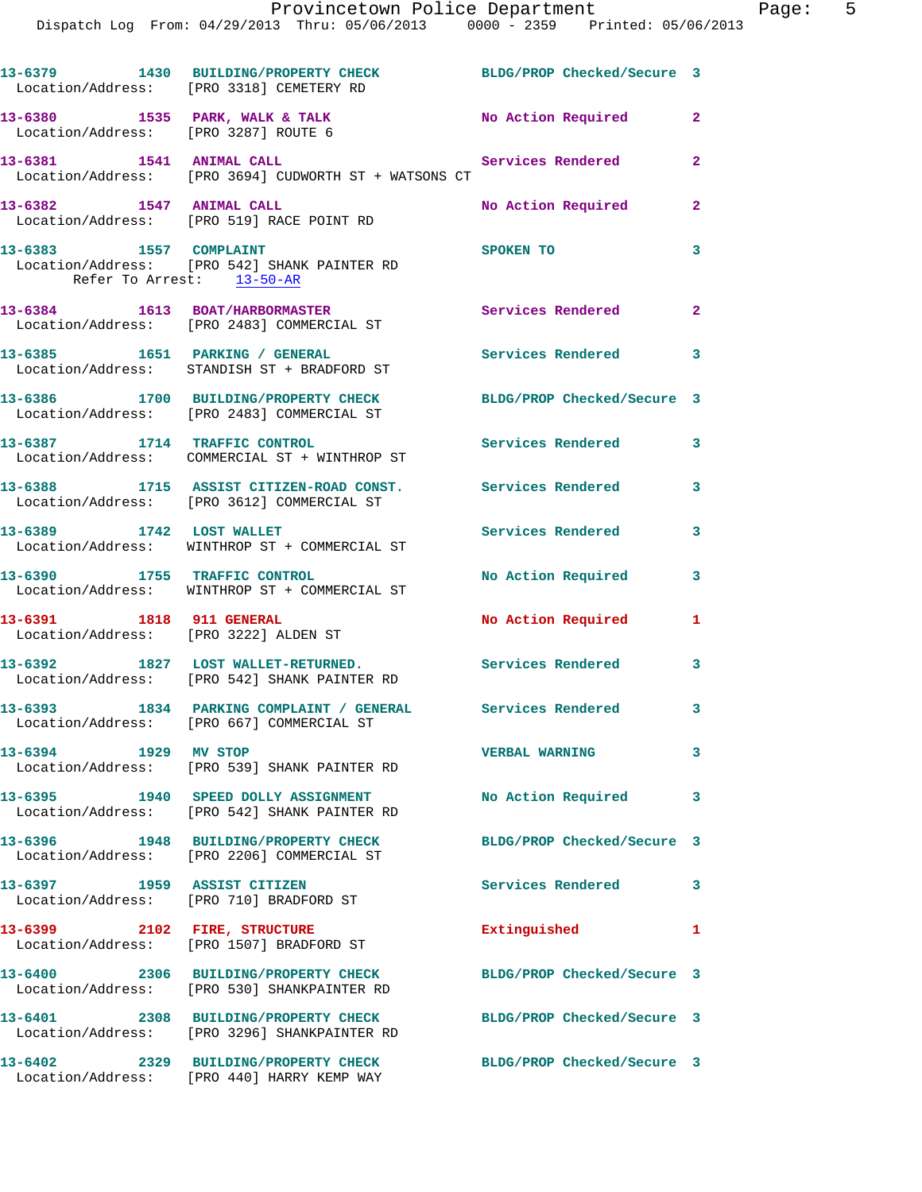13-6379 1430 BUILDING/PROPERTY CHECK BLDG/PROP Checked/Secure 3
Location/Address: [PRO 3318] CEMETERY RD

13-6380 1535 PARK, WALK & TALK No Action Required 2
Location/Address: [PRO 3287] ROUTE 6

13-6381 1541 ANIMAL CALL Services Rendered 2
Location/Address: [PRO 3694] CUDWORTH ST + WATSONS CT

13-6382 1547 ANIMAL CALL No Action Required 2
Location/Address: [PRO 519] RACE POINT RD

13-6383 1557 COMPLAINT SPOKEN TO 3
Location/Address: [PRO 542] SHANK PAINTER RD
Refer To Arrest: 13-50-AR

13-6384 1613 BOAT/HARBORMASTER Services Rendered 2
Location/Address: [PRO 2483] COMMERCIAL ST

13-6385 1651 PARKING / GENERAL Services Rendered 3
Location/Address: STANDISH ST + BRADFORD ST

13-6386 1700 BUILDING/PROPERTY CHECK BLDG/PROP Checked/Secure 3
Location/Address: [PRO 2483] COMMERCIAL ST

13-6387 1714 TRAFFIC CONTROL Services Rendered 3
Location/Address: COMMERCIAL ST + WINTHROP ST

13-6388 1715 ASSIST CITIZEN-ROAD CONST. Services Rendered 3
Location/Address: [PRO 3612] COMMERCIAL ST

13-6389 1742 LOST WALLET Services Rendered 3
Location/Address: WINTHROP ST + COMMERCIAL ST

13-6390 1755 TRAFFIC CONTROL No Action Required 3
Location/Address: WINTHROP ST + COMMERCIAL ST

13-6391 1818 911 GENERAL No Action Required 1
Location/Address: [PRO 3222] ALDEN ST

13-6392 1827 LOST WALLET-RETURNED. Services Rendered 3
Location/Address: [PRO 542] SHANK PAINTER RD

13-6393 1834 PARKING COMPLAINT / GENERAL Services Rendered 3
Location/Address: [PRO 667] COMMERCIAL ST

13-6394 1929 MV STOP VERBAL WARNING 3
Location/Address: [PRO 539] SHANK PAINTER RD

13-6395 1940 SPEED DOLLY ASSIGNMENT No Action Required 3
Location/Address: [PRO 542] SHANK PAINTER RD

13-6396 1948 BUILDING/PROPERTY CHECK BLDG/PROP Checked/Secure 3
Location/Address: [PRO 2206] COMMERCIAL ST

13-6397 1959 ASSIST CITIZEN Services Rendered 3
Location/Address: [PRO 710] BRADFORD ST

13-6399 2102 FIRE, STRUCTURE Extinguished 1
Location/Address: [PRO 1507] BRADFORD ST

13-6400 2306 BUILDING/PROPERTY CHECK BLDG/PROP Checked/Secure 3
Location/Address: [PRO 530] SHANKPAINTER RD

13-6401 2308 BUILDING/PROPERTY CHECK BLDG/PROP Checked/Secure 3
Location/Address: [PRO 3296] SHANKPAINTER RD

13-6402 2329 BUILDING/PROPERTY CHECK BLDG/PROP Checked/Secure 3
Location/Address: [PRO 440] HARRY KEMP WAY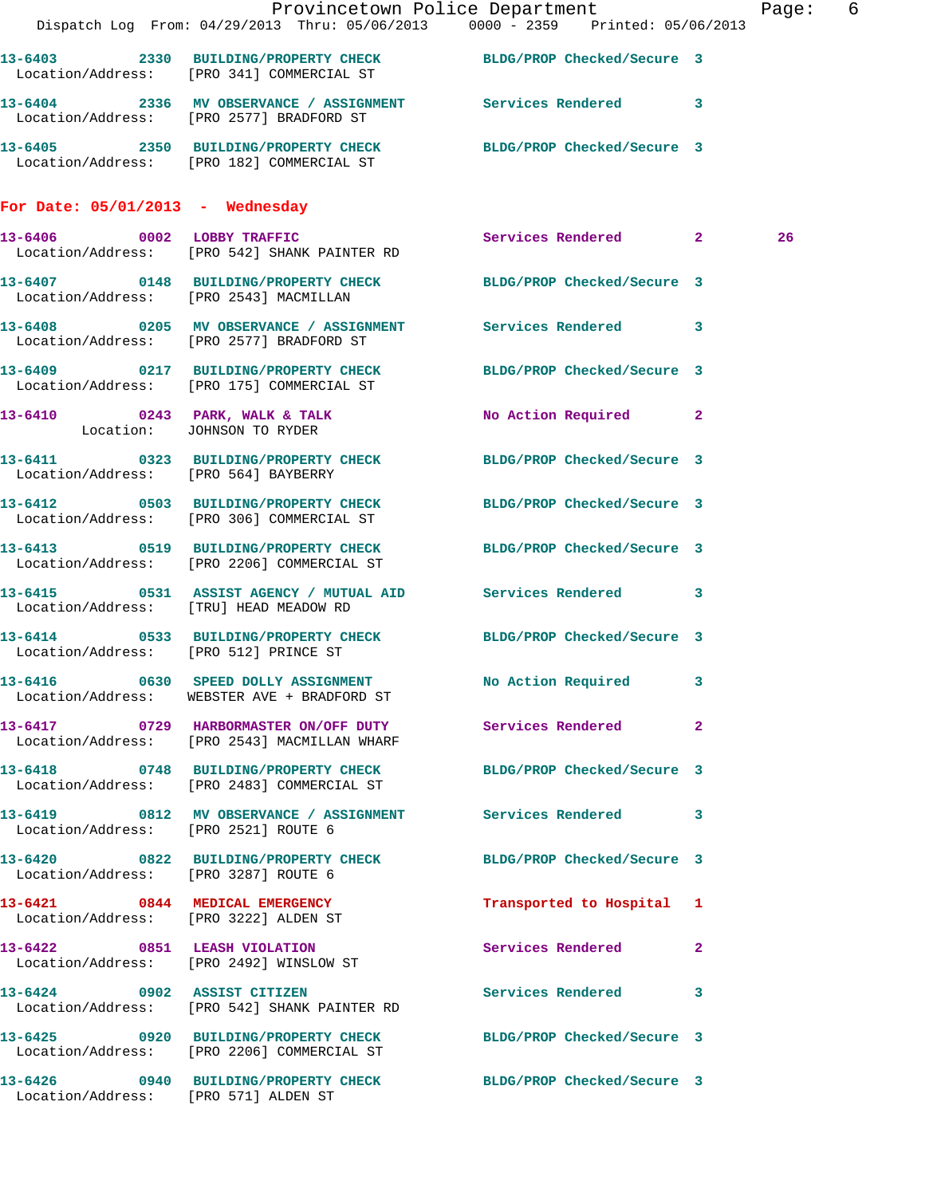13-6403 2330 BUILDING/PROPERTY CHECK BLDG/PROP Checked/Secure 3
Location/Address: [PRO 341] COMMERCIAL ST

13-6404 2336 MV OBSERVANCE / ASSIGNMENT Services Rendered 3
Location/Address: [PRO 2577] BRADFORD ST

13-6405 2350 BUILDING/PROPERTY CHECK BLDG/PROP Checked/Secure 3
Location/Address: [PRO 182] COMMERCIAL ST

**For Date: 05/01/2013 - Wednesday**

13-6406 0002 LOBBY TRAFFIC Services Rendered 2 26
Location/Address: [PRO 542] SHANK PAINTER RD

13-6407 0148 BUILDING/PROPERTY CHECK BLDG/PROP Checked/Secure 3
Location/Address: [PRO 2543] MACMILLAN

13-6408 0205 MV OBSERVANCE / ASSIGNMENT Services Rendered 3
Location/Address: [PRO 2577] BRADFORD ST

13-6409 0217 BUILDING/PROPERTY CHECK BLDG/PROP Checked/Secure 3
Location/Address: [PRO 175] COMMERCIAL ST

13-6410 0243 PARK, WALK & TALK No Action Required 2
Location: JOHNSON TO RYDER

13-6411 0323 BUILDING/PROPERTY CHECK BLDG/PROP Checked/Secure 3
Location/Address: [PRO 564] BAYBERRY

13-6412 0503 BUILDING/PROPERTY CHECK BLDG/PROP Checked/Secure 3
Location/Address: [PRO 306] COMMERCIAL ST

13-6413 0519 BUILDING/PROPERTY CHECK BLDG/PROP Checked/Secure 3
Location/Address: [PRO 2206] COMMERCIAL ST

13-6415 0531 ASSIST AGENCY / MUTUAL AID Services Rendered 3
Location/Address: [TRU] HEAD MEADOW RD

13-6414 0533 BUILDING/PROPERTY CHECK BLDG/PROP Checked/Secure 3
Location/Address: [PRO 512] PRINCE ST

13-6416 0630 SPEED DOLLY ASSIGNMENT No Action Required 3
Location/Address: WEBSTER AVE + BRADFORD ST

13-6417 0729 HARBORMASTER ON/OFF DUTY Services Rendered 2
Location/Address: [PRO 2543] MACMILLAN WHARF

13-6418 0748 BUILDING/PROPERTY CHECK BLDG/PROP Checked/Secure 3
Location/Address: [PRO 2483] COMMERCIAL ST

13-6419 0812 MV OBSERVANCE / ASSIGNMENT Services Rendered 3
Location/Address: [PRO 2521] ROUTE 6

13-6420 0822 BUILDING/PROPERTY CHECK BLDG/PROP Checked/Secure 3
Location/Address: [PRO 3287] ROUTE 6

13-6421 0844 MEDICAL EMERGENCY Transported to Hospital 1
Location/Address: [PRO 3222] ALDEN ST

13-6422 0851 LEASH VIOLATION Services Rendered 2
Location/Address: [PRO 2492] WINSLOW ST

13-6424 0902 ASSIST CITIZEN Services Rendered 3
Location/Address: [PRO 542] SHANK PAINTER RD

13-6425 0920 BUILDING/PROPERTY CHECK BLDG/PROP Checked/Secure 3
Location/Address: [PRO 2206] COMMERCIAL ST

13-6426 0940 BUILDING/PROPERTY CHECK BLDG/PROP Checked/Secure 3
Location/Address: [PRO 571] ALDEN ST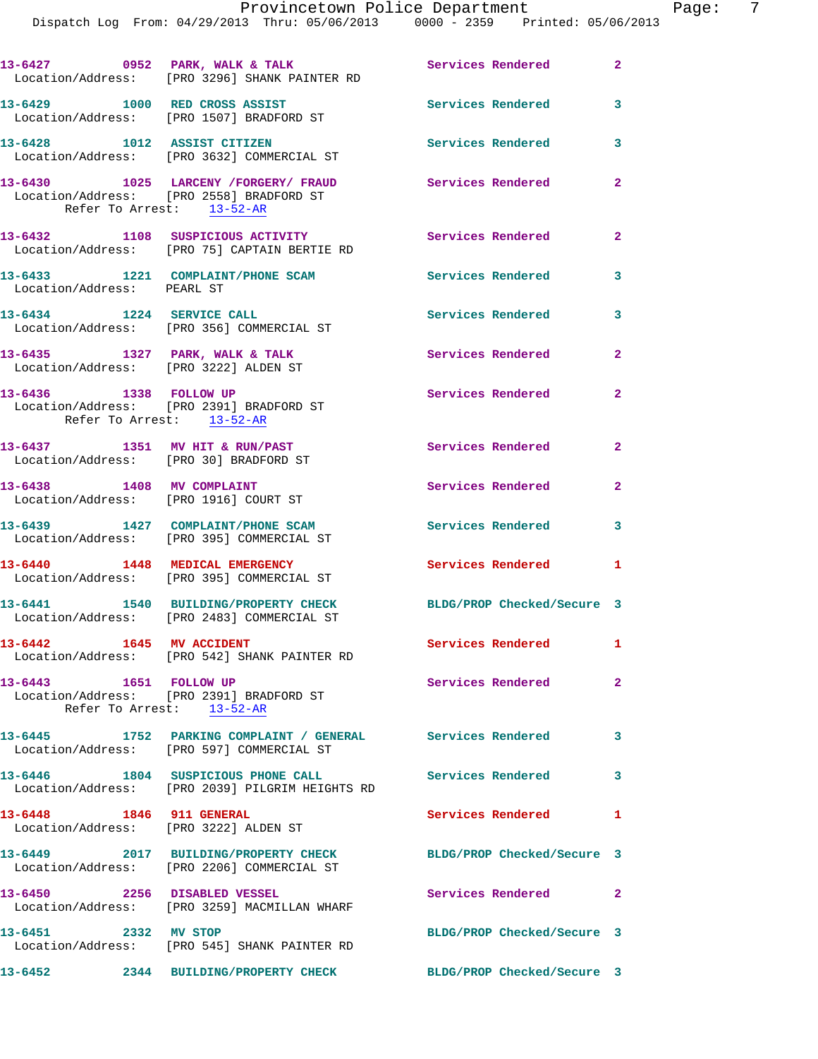13-6427 0952 PARK, WALK & TALK Services Rendered 2
Location/Address: [PRO 3296] SHANK PAINTER RD

13-6429 1000 RED CROSS ASSIST Services Rendered 3
Location/Address: [PRO 1507] BRADFORD ST

13-6428 1012 ASSIST CITIZEN Services Rendered 3
Location/Address: [PRO 3632] COMMERCIAL ST

13-6430 1025 LARCENY /FORGERY/ FRAUD Services Rendered 2
Location/Address: [PRO 2558] BRADFORD ST
Refer To Arrest: 13-52-AR

13-6432 1108 SUSPICIOUS ACTIVITY Services Rendered 2
Location/Address: [PRO 75] CAPTAIN BERTIE RD

13-6433 1221 COMPLAINT/PHONE SCAM Services Rendered 3
Location/Address: PEARL ST

13-6434 1224 SERVICE CALL Services Rendered 3
Location/Address: [PRO 356] COMMERCIAL ST

13-6435 1327 PARK, WALK & TALK Services Rendered 2
Location/Address: [PRO 3222] ALDEN ST

13-6436 1338 FOLLOW UP Services Rendered 2
Location/Address: [PRO 2391] BRADFORD ST
Refer To Arrest: 13-52-AR

13-6437 1351 MV HIT & RUN/PAST Services Rendered 2
Location/Address: [PRO 30] BRADFORD ST

13-6438 1408 MV COMPLAINT Services Rendered 2
Location/Address: [PRO 1916] COURT ST

13-6439 1427 COMPLAINT/PHONE SCAM Services Rendered 3
Location/Address: [PRO 395] COMMERCIAL ST

13-6440 1448 MEDICAL EMERGENCY Services Rendered 1
Location/Address: [PRO 395] COMMERCIAL ST

13-6441 1540 BUILDING/PROPERTY CHECK BLDG/PROP Checked/Secure 3
Location/Address: [PRO 2483] COMMERCIAL ST

13-6442 1645 MV ACCIDENT Services Rendered 1
Location/Address: [PRO 542] SHANK PAINTER RD

13-6443 1651 FOLLOW UP Services Rendered 2
Location/Address: [PRO 2391] BRADFORD ST
Refer To Arrest: 13-52-AR

13-6445 1752 PARKING COMPLAINT / GENERAL Services Rendered 3
Location/Address: [PRO 597] COMMERCIAL ST

13-6446 1804 SUSPICIOUS PHONE CALL Services Rendered 3
Location/Address: [PRO 2039] PILGRIM HEIGHTS RD

13-6448 1846 911 GENERAL Services Rendered 1
Location/Address: [PRO 3222] ALDEN ST

13-6449 2017 BUILDING/PROPERTY CHECK BLDG/PROP Checked/Secure 3
Location/Address: [PRO 2206] COMMERCIAL ST

13-6450 2256 DISABLED VESSEL Services Rendered 2
Location/Address: [PRO 3259] MACMILLAN WHARF

13-6451 2332 MV STOP BLDG/PROP Checked/Secure 3
Location/Address: [PRO 545] SHANK PAINTER RD

13-6452 2344 BUILDING/PROPERTY CHECK BLDG/PROP Checked/Secure 3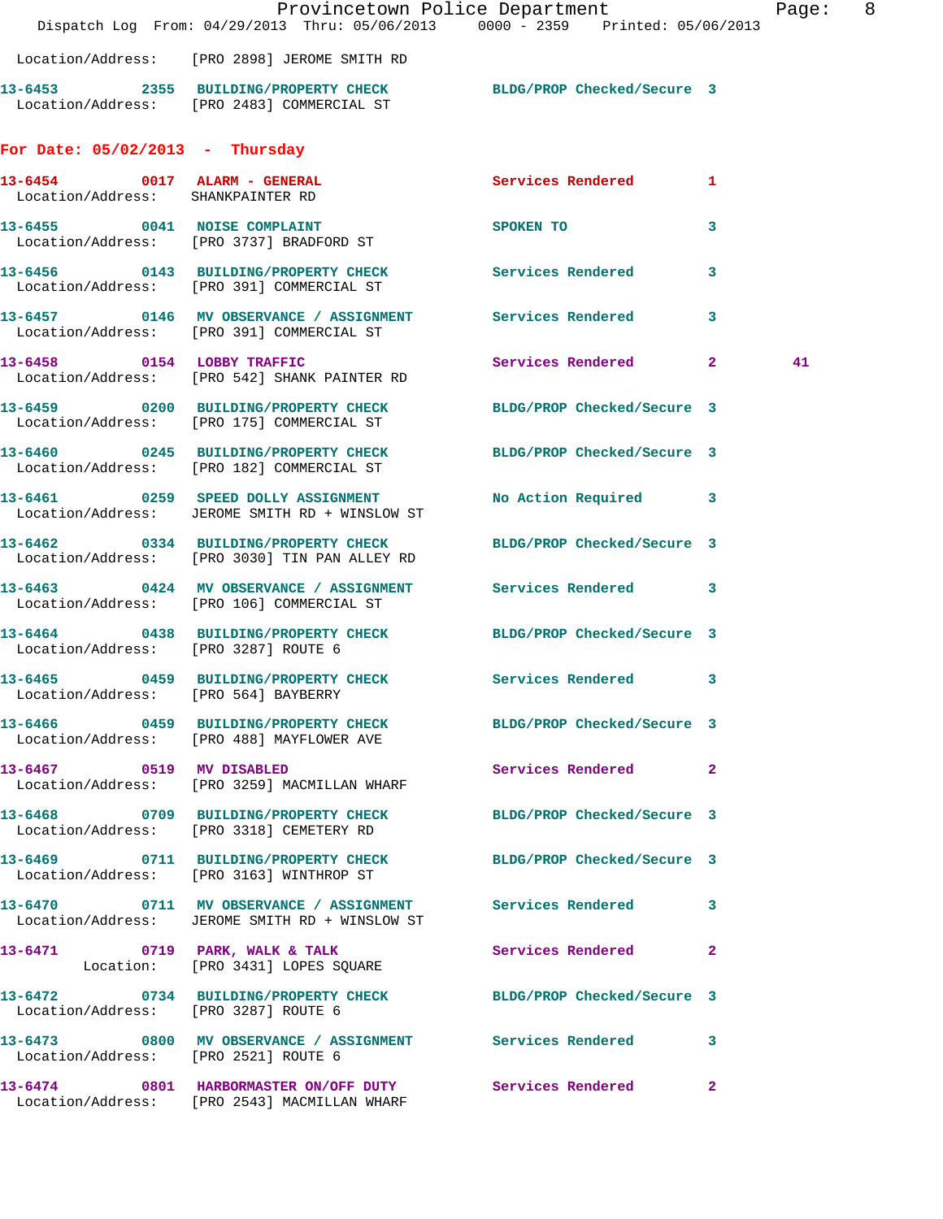Location/Address: [PRO 2898] JEROME SMITH RD

**13-6453 2355 BUILDING/PROPERTY CHECK** BLDG/PROP Checked/Secure 3
Location/Address: [PRO 2483] COMMERCIAL ST

## For Date: 05/02/2013 - Thursday

**13-6454 0017 ALARM - GENERAL** Services Rendered 1
Location/Address: SHANKPAINTER RD

**13-6455 0041 NOISE COMPLAINT** SPOKEN TO 3
Location/Address: [PRO 3737] BRADFORD ST

**13-6456 0143 BUILDING/PROPERTY CHECK** Services Rendered 3
Location/Address: [PRO 391] COMMERCIAL ST

**13-6457 0146 MV OBSERVANCE / ASSIGNMENT** Services Rendered 3
Location/Address: [PRO 391] COMMERCIAL ST

**13-6458 0154 LOBBY TRAFFIC** Services Rendered 2 41
Location/Address: [PRO 542] SHANK PAINTER RD

**13-6459 0200 BUILDING/PROPERTY CHECK** BLDG/PROP Checked/Secure 3
Location/Address: [PRO 175] COMMERCIAL ST

**13-6460 0245 BUILDING/PROPERTY CHECK** BLDG/PROP Checked/Secure 3
Location/Address: [PRO 182] COMMERCIAL ST

**13-6461 0259 SPEED DOLLY ASSIGNMENT** No Action Required 3
Location/Address: JEROME SMITH RD + WINSLOW ST

**13-6462 0334 BUILDING/PROPERTY CHECK** BLDG/PROP Checked/Secure 3
Location/Address: [PRO 3030] TIN PAN ALLEY RD

**13-6463 0424 MV OBSERVANCE / ASSIGNMENT** Services Rendered 3
Location/Address: [PRO 106] COMMERCIAL ST

**13-6464 0438 BUILDING/PROPERTY CHECK** BLDG/PROP Checked/Secure 3
Location/Address: [PRO 3287] ROUTE 6

**13-6465 0459 BUILDING/PROPERTY CHECK** Services Rendered 3
Location/Address: [PRO 564] BAYBERRY

**13-6466 0459 BUILDING/PROPERTY CHECK** BLDG/PROP Checked/Secure 3
Location/Address: [PRO 488] MAYFLOWER AVE

**13-6467 0519 MV DISABLED** Services Rendered 2
Location/Address: [PRO 3259] MACMILLAN WHARF

**13-6468 0709 BUILDING/PROPERTY CHECK** BLDG/PROP Checked/Secure 3
Location/Address: [PRO 3318] CEMETERY RD

**13-6469 0711 BUILDING/PROPERTY CHECK** BLDG/PROP Checked/Secure 3
Location/Address: [PRO 3163] WINTHROP ST

**13-6470 0711 MV OBSERVANCE / ASSIGNMENT** Services Rendered 3
Location/Address: JEROME SMITH RD + WINSLOW ST

**13-6471 0719 PARK, WALK & TALK** Services Rendered 2
Location: [PRO 3431] LOPES SQUARE

**13-6472 0734 BUILDING/PROPERTY CHECK** BLDG/PROP Checked/Secure 3
Location/Address: [PRO 3287] ROUTE 6

**13-6473 0800 MV OBSERVANCE / ASSIGNMENT** Services Rendered 3
Location/Address: [PRO 2521] ROUTE 6

**13-6474 0801 HARBORMASTER ON/OFF DUTY** Services Rendered 2
Location/Address: [PRO 2543] MACMILLAN WHARF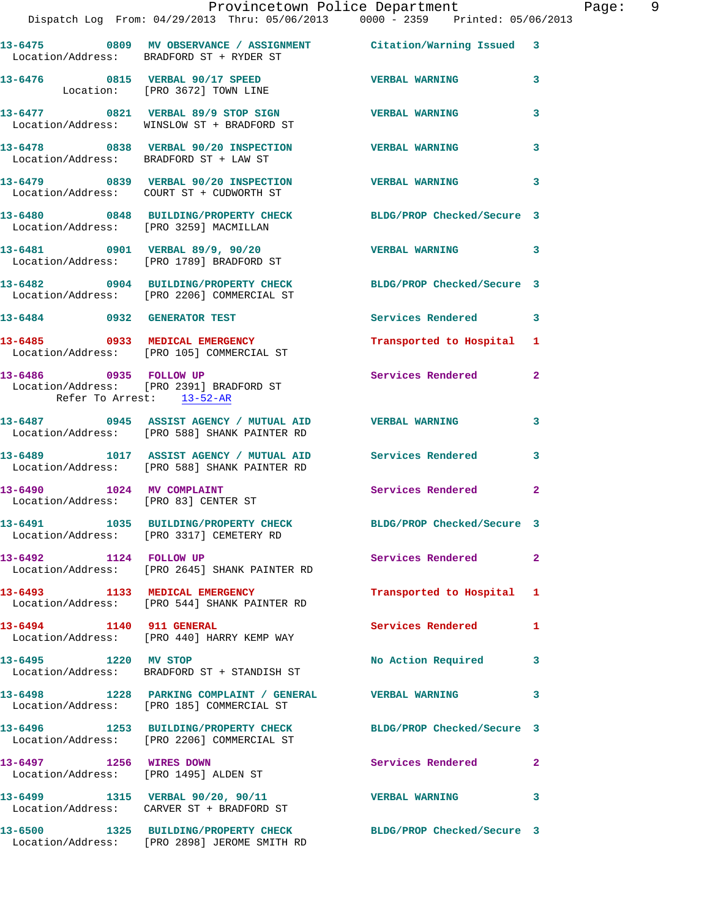13-6475 0809 MV OBSERVANCE / ASSIGNMENT Citation/Warning Issued 3
Location/Address: BRADFORD ST + RYDER ST

13-6476 0815 VERBAL 90/17 SPEED VERBAL WARNING 3
Location: [PRO 3672] TOWN LINE

13-6477 0821 VERBAL 89/9 STOP SIGN VERBAL WARNING 3
Location/Address: WINSLOW ST + BRADFORD ST

13-6478 0838 VERBAL 90/20 INSPECTION VERBAL WARNING 3
Location/Address: BRADFORD ST + LAW ST

13-6479 0839 VERBAL 90/20 INSPECTION VERBAL WARNING 3
Location/Address: COURT ST + CUDWORTH ST

13-6480 0848 BUILDING/PROPERTY CHECK BLDG/PROP Checked/Secure 3
Location/Address: [PRO 3259] MACMILLAN

13-6481 0901 VERBAL 89/9, 90/20 VERBAL WARNING 3
Location/Address: [PRO 1789] BRADFORD ST

13-6482 0904 BUILDING/PROPERTY CHECK BLDG/PROP Checked/Secure 3
Location/Address: [PRO 2206] COMMERCIAL ST

13-6484 0932 GENERATOR TEST Services Rendered 3

13-6485 0933 MEDICAL EMERGENCY Transported to Hospital 1
Location/Address: [PRO 105] COMMERCIAL ST

13-6486 0935 FOLLOW UP Services Rendered 2
Location/Address: [PRO 2391] BRADFORD ST
Refer To Arrest: 13-52-AR

13-6487 0945 ASSIST AGENCY / MUTUAL AID VERBAL WARNING 3
Location/Address: [PRO 588] SHANK PAINTER RD

13-6489 1017 ASSIST AGENCY / MUTUAL AID Services Rendered 3
Location/Address: [PRO 588] SHANK PAINTER RD

13-6490 1024 MV COMPLAINT Services Rendered 2
Location/Address: [PRO 83] CENTER ST

13-6491 1035 BUILDING/PROPERTY CHECK BLDG/PROP Checked/Secure 3
Location/Address: [PRO 3317] CEMETERY RD

13-6492 1124 FOLLOW UP Services Rendered 2
Location/Address: [PRO 2645] SHANK PAINTER RD

13-6493 1133 MEDICAL EMERGENCY Transported to Hospital 1
Location/Address: [PRO 544] SHANK PAINTER RD

13-6494 1140 911 GENERAL Services Rendered 1
Location/Address: [PRO 440] HARRY KEMP WAY

13-6495 1220 MV STOP No Action Required 3
Location/Address: BRADFORD ST + STANDISH ST

13-6498 1228 PARKING COMPLAINT / GENERAL VERBAL WARNING 3
Location/Address: [PRO 185] COMMERCIAL ST

13-6496 1253 BUILDING/PROPERTY CHECK BLDG/PROP Checked/Secure 3
Location/Address: [PRO 2206] COMMERCIAL ST

13-6497 1256 WIRES DOWN Services Rendered 2
Location/Address: [PRO 1495] ALDEN ST

13-6499 1315 VERBAL 90/20, 90/11 VERBAL WARNING 3
Location/Address: CARVER ST + BRADFORD ST

13-6500 1325 BUILDING/PROPERTY CHECK BLDG/PROP Checked/Secure 3
Location/Address: [PRO 2898] JEROME SMITH RD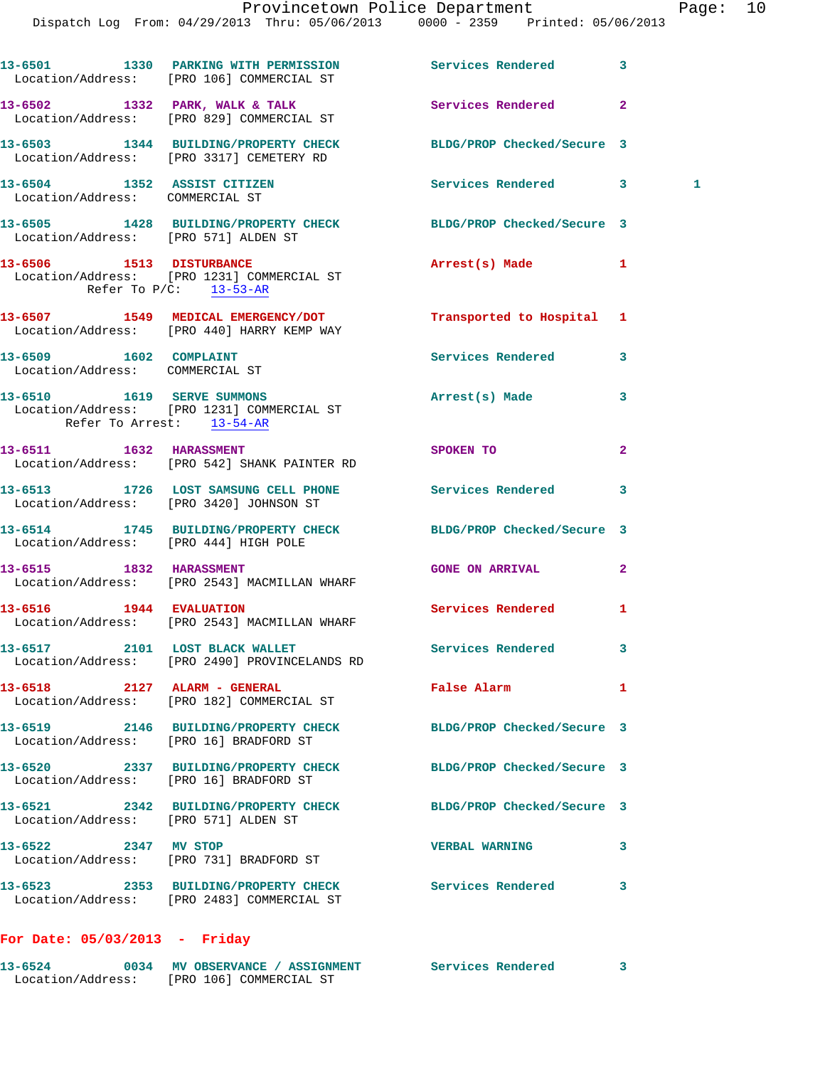13-6501 1330 PARKING WITH PERMISSION Services Rendered 3
Location/Address: [PRO 106] COMMERCIAL ST

13-6502 1332 PARK, WALK & TALK Services Rendered 2
Location/Address: [PRO 829] COMMERCIAL ST

13-6503 1344 BUILDING/PROPERTY CHECK BLDG/PROP Checked/Secure 3
Location/Address: [PRO 3317] CEMETERY RD

13-6504 1352 ASSIST CITIZEN Services Rendered 3 1
Location/Address: COMMERCIAL ST

13-6505 1428 BUILDING/PROPERTY CHECK BLDG/PROP Checked/Secure 3
Location/Address: [PRO 571] ALDEN ST

13-6506 1513 DISTURBANCE Arrest(s) Made 1
Location/Address: [PRO 1231] COMMERCIAL ST
Refer To P/C: 13-53-AR

13-6507 1549 MEDICAL EMERGENCY/DOT Transported to Hospital 1
Location/Address: [PRO 440] HARRY KEMP WAY

13-6509 1602 COMPLAINT Services Rendered 3
Location/Address: COMMERCIAL ST

13-6510 1619 SERVE SUMMONS Arrest(s) Made 3
Location/Address: [PRO 1231] COMMERCIAL ST
Refer To Arrest: 13-54-AR

13-6511 1632 HARASSMENT SPOKEN TO 2
Location/Address: [PRO 542] SHANK PAINTER RD

13-6513 1726 LOST SAMSUNG CELL PHONE Services Rendered 3
Location/Address: [PRO 3420] JOHNSON ST

13-6514 1745 BUILDING/PROPERTY CHECK BLDG/PROP Checked/Secure 3
Location/Address: [PRO 444] HIGH POLE

13-6515 1832 HARASSMENT GONE ON ARRIVAL 2
Location/Address: [PRO 2543] MACMILLAN WHARF

13-6516 1944 EVALUATION Services Rendered 1
Location/Address: [PRO 2543] MACMILLAN WHARF

13-6517 2101 LOST BLACK WALLET Services Rendered 3
Location/Address: [PRO 2490] PROVINCELANDS RD

13-6518 2127 ALARM - GENERAL False Alarm 1
Location/Address: [PRO 182] COMMERCIAL ST

13-6519 2146 BUILDING/PROPERTY CHECK BLDG/PROP Checked/Secure 3
Location/Address: [PRO 16] BRADFORD ST

13-6520 2337 BUILDING/PROPERTY CHECK BLDG/PROP Checked/Secure 3
Location/Address: [PRO 16] BRADFORD ST

13-6521 2342 BUILDING/PROPERTY CHECK BLDG/PROP Checked/Secure 3
Location/Address: [PRO 571] ALDEN ST

13-6522 2347 MV STOP VERBAL WARNING 3
Location/Address: [PRO 731] BRADFORD ST

13-6523 2353 BUILDING/PROPERTY CHECK Services Rendered 3
Location/Address: [PRO 2483] COMMERCIAL ST

## For Date: 05/03/2013 - Friday

13-6524 0034 MV OBSERVANCE / ASSIGNMENT Services Rendered 3
Location/Address: [PRO 106] COMMERCIAL ST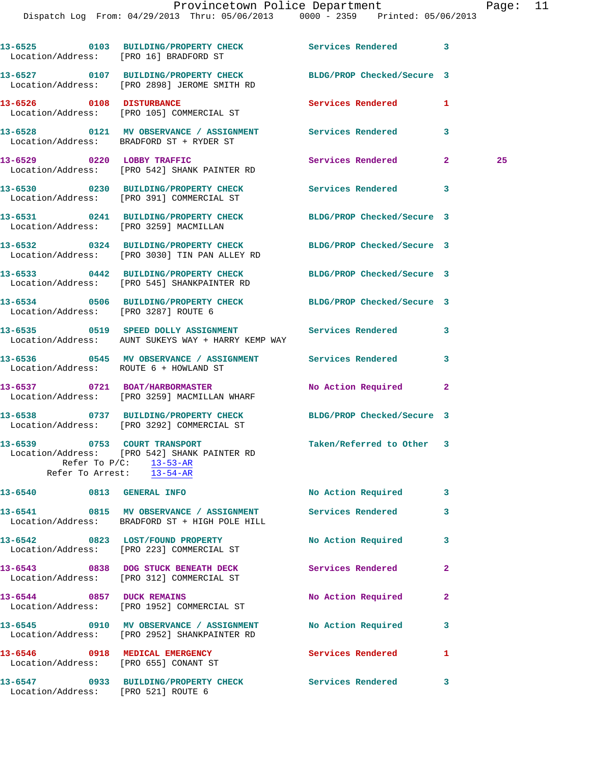13-6525 0103 BUILDING/PROPERTY CHECK Services Rendered 3
Location/Address: [PRO 16] BRADFORD ST

13-6527 0107 BUILDING/PROPERTY CHECK BLDG/PROP Checked/Secure 3
Location/Address: [PRO 2898] JEROME SMITH RD

13-6526 0108 DISTURBANCE Services Rendered 1
Location/Address: [PRO 105] COMMERCIAL ST

13-6528 0121 MV OBSERVANCE / ASSIGNMENT Services Rendered 3
Location/Address: BRADFORD ST + RYDER ST

13-6529 0220 LOBBY TRAFFIC Services Rendered 2 25
Location/Address: [PRO 542] SHANK PAINTER RD

13-6530 0230 BUILDING/PROPERTY CHECK Services Rendered 3
Location/Address: [PRO 391] COMMERCIAL ST

13-6531 0241 BUILDING/PROPERTY CHECK BLDG/PROP Checked/Secure 3
Location/Address: [PRO 3259] MACMILLAN

13-6532 0324 BUILDING/PROPERTY CHECK BLDG/PROP Checked/Secure 3
Location/Address: [PRO 3030] TIN PAN ALLEY RD

13-6533 0442 BUILDING/PROPERTY CHECK BLDG/PROP Checked/Secure 3
Location/Address: [PRO 545] SHANKPAINTER RD

13-6534 0506 BUILDING/PROPERTY CHECK BLDG/PROP Checked/Secure 3
Location/Address: [PRO 3287] ROUTE 6

13-6535 0519 SPEED DOLLY ASSIGNMENT Services Rendered 3
Location/Address: AUNT SUKEYS WAY + HARRY KEMP WAY

13-6536 0545 MV OBSERVANCE / ASSIGNMENT Services Rendered 3
Location/Address: ROUTE 6 + HOWLAND ST

13-6537 0721 BOAT/HARBORMASTER No Action Required 2
Location/Address: [PRO 3259] MACMILLAN WHARF

13-6538 0737 BUILDING/PROPERTY CHECK BLDG/PROP Checked/Secure 3
Location/Address: [PRO 3292] COMMERCIAL ST

13-6539 0753 COURT TRANSPORT Taken/Referred to Other 3
Location/Address: [PRO 542] SHANK PAINTER RD
Refer To P/C: 13-53-AR
Refer To Arrest: 13-54-AR

13-6540 0813 GENERAL INFO No Action Required 3

13-6541 0815 MV OBSERVANCE / ASSIGNMENT Services Rendered 3
Location/Address: BRADFORD ST + HIGH POLE HILL

13-6542 0823 LOST/FOUND PROPERTY No Action Required 3
Location/Address: [PRO 223] COMMERCIAL ST

13-6543 0838 DOG STUCK BENEATH DECK Services Rendered 2
Location/Address: [PRO 312] COMMERCIAL ST

13-6544 0857 DUCK REMAINS No Action Required 2
Location/Address: [PRO 1952] COMMERCIAL ST

13-6545 0910 MV OBSERVANCE / ASSIGNMENT No Action Required 3
Location/Address: [PRO 2952] SHANKPAINTER RD

13-6546 0918 MEDICAL EMERGENCY Services Rendered 1
Location/Address: [PRO 655] CONANT ST

13-6547 0933 BUILDING/PROPERTY CHECK Services Rendered 3
Location/Address: [PRO 521] ROUTE 6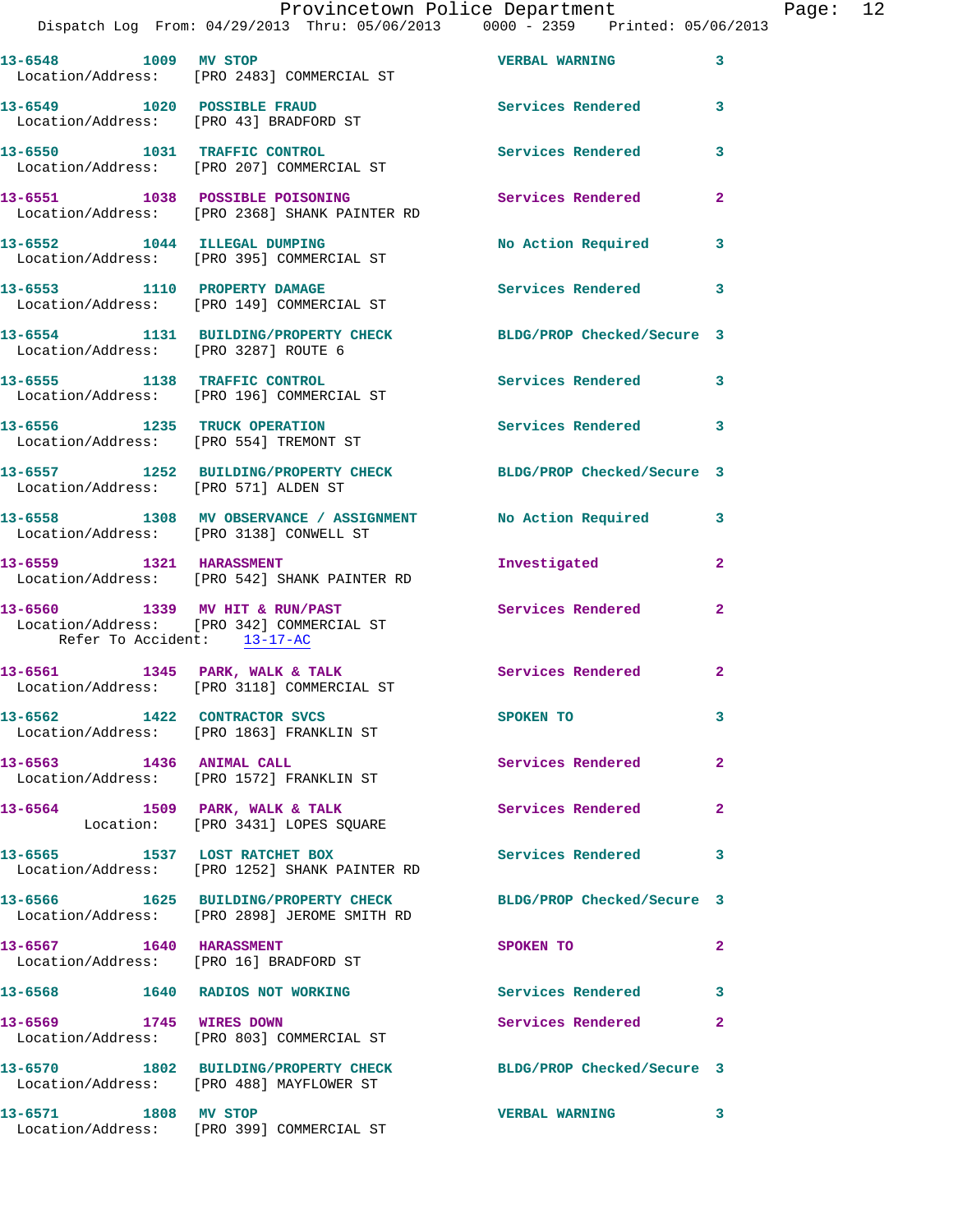| Call # | Time | Call Reason | Action | Priority |
|---|---|---|---|---|
| 13-6548 | 1009 | MV STOP | VERBAL WARNING | 3 |
| Location/Address: [PRO 2483] COMMERCIAL ST | | | | |
| 13-6549 | 1020 | POSSIBLE FRAUD | Services Rendered | 3 |
| Location/Address: [PRO 43] BRADFORD ST | | | | |
| 13-6550 | 1031 | TRAFFIC CONTROL | Services Rendered | 3 |
| Location/Address: [PRO 207] COMMERCIAL ST | | | | |
| 13-6551 | 1038 | POSSIBLE POISONING | Services Rendered | 2 |
| Location/Address: [PRO 2368] SHANK PAINTER RD | | | | |
| 13-6552 | 1044 | ILLEGAL DUMPING | No Action Required | 3 |
| Location/Address: [PRO 395] COMMERCIAL ST | | | | |
| 13-6553 | 1110 | PROPERTY DAMAGE | Services Rendered | 3 |
| Location/Address: [PRO 149] COMMERCIAL ST | | | | |
| 13-6554 | 1131 | BUILDING/PROPERTY CHECK | BLDG/PROP Checked/Secure | 3 |
| Location/Address: [PRO 3287] ROUTE 6 | | | | |
| 13-6555 | 1138 | TRAFFIC CONTROL | Services Rendered | 3 |
| Location/Address: [PRO 196] COMMERCIAL ST | | | | |
| 13-6556 | 1235 | TRUCK OPERATION | Services Rendered | 3 |
| Location/Address: [PRO 554] TREMONT ST | | | | |
| 13-6557 | 1252 | BUILDING/PROPERTY CHECK | BLDG/PROP Checked/Secure | 3 |
| Location/Address: [PRO 571] ALDEN ST | | | | |
| 13-6558 | 1308 | MV OBSERVANCE / ASSIGNMENT | No Action Required | 3 |
| Location/Address: [PRO 3138] CONWELL ST | | | | |
| 13-6559 | 1321 | HARASSMENT | Investigated | 2 |
| Location/Address: [PRO 542] SHANK PAINTER RD | | | | |
| 13-6560 | 1339 | MV HIT & RUN/PAST | Services Rendered | 2 |
| Location/Address: [PRO 342] COMMERCIAL ST — Refer To Accident: 13-17-AC | | | | |
| 13-6561 | 1345 | PARK, WALK & TALK | Services Rendered | 2 |
| Location/Address: [PRO 3118] COMMERCIAL ST | | | | |
| 13-6562 | 1422 | CONTRACTOR SVCS | SPOKEN TO | 3 |
| Location/Address: [PRO 1863] FRANKLIN ST | | | | |
| 13-6563 | 1436 | ANIMAL CALL | Services Rendered | 2 |
| Location/Address: [PRO 1572] FRANKLIN ST | | | | |
| 13-6564 | 1509 | PARK, WALK & TALK | Services Rendered | 2 |
| Location: [PRO 3431] LOPES SQUARE | | | | |
| 13-6565 | 1537 | LOST RATCHET BOX | Services Rendered | 3 |
| Location/Address: [PRO 1252] SHANK PAINTER RD | | | | |
| 13-6566 | 1625 | BUILDING/PROPERTY CHECK | BLDG/PROP Checked/Secure | 3 |
| Location/Address: [PRO 2898] JEROME SMITH RD | | | | |
| 13-6567 | 1640 | HARASSMENT | SPOKEN TO | 2 |
| Location/Address: [PRO 16] BRADFORD ST | | | | |
| 13-6568 | 1640 | RADIOS NOT WORKING | Services Rendered | 3 |
| 13-6569 | 1745 | WIRES DOWN | Services Rendered | 2 |
| Location/Address: [PRO 803] COMMERCIAL ST | | | | |
| 13-6570 | 1802 | BUILDING/PROPERTY CHECK | BLDG/PROP Checked/Secure | 3 |
| Location/Address: [PRO 488] MAYFLOWER ST | | | | |
| 13-6571 | 1808 | MV STOP | VERBAL WARNING | 3 |
| Location/Address: [PRO 399] COMMERCIAL ST | | | | |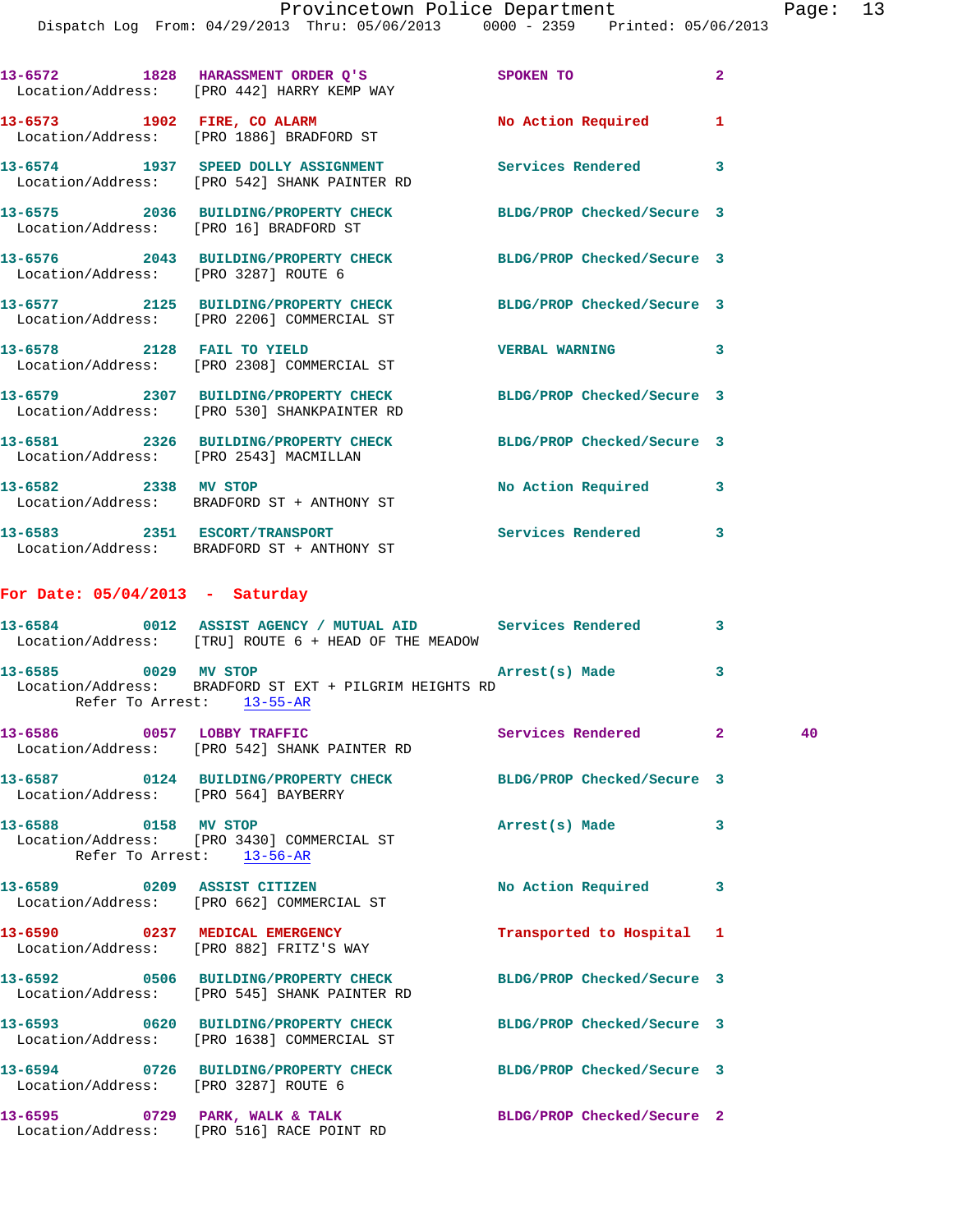13-6572 1828 HARASSMENT ORDER Q'S SPOKEN TO 2
Location/Address: [PRO 442] HARRY KEMP WAY

13-6573 1902 FIRE, CO ALARM No Action Required 1
Location/Address: [PRO 1886] BRADFORD ST

13-6574 1937 SPEED DOLLY ASSIGNMENT Services Rendered 3
Location/Address: [PRO 542] SHANK PAINTER RD

13-6575 2036 BUILDING/PROPERTY CHECK BLDG/PROP Checked/Secure 3
Location/Address: [PRO 16] BRADFORD ST

13-6576 2043 BUILDING/PROPERTY CHECK BLDG/PROP Checked/Secure 3
Location/Address: [PRO 3287] ROUTE 6

13-6577 2125 BUILDING/PROPERTY CHECK BLDG/PROP Checked/Secure 3
Location/Address: [PRO 2206] COMMERCIAL ST

13-6578 2128 FAIL TO YIELD VERBAL WARNING 3
Location/Address: [PRO 2308] COMMERCIAL ST

13-6579 2307 BUILDING/PROPERTY CHECK BLDG/PROP Checked/Secure 3
Location/Address: [PRO 530] SHANKPAINTER RD

13-6581 2326 BUILDING/PROPERTY CHECK BLDG/PROP Checked/Secure 3
Location/Address: [PRO 2543] MACMILLAN

13-6582 2338 MV STOP No Action Required 3
Location/Address: BRADFORD ST + ANTHONY ST

13-6583 2351 ESCORT/TRANSPORT Services Rendered 3
Location/Address: BRADFORD ST + ANTHONY ST

## For Date: 05/04/2013 - Saturday

13-6584 0012 ASSIST AGENCY / MUTUAL AID Services Rendered 3
Location/Address: [TRU] ROUTE 6 + HEAD OF THE MEADOW

13-6585 0029 MV STOP Arrest(s) Made 3
Location/Address: BRADFORD ST EXT + PILGRIM HEIGHTS RD
Refer To Arrest: 13-55-AR

13-6586 0057 LOBBY TRAFFIC Services Rendered 2 40
Location/Address: [PRO 542] SHANK PAINTER RD

13-6587 0124 BUILDING/PROPERTY CHECK BLDG/PROP Checked/Secure 3
Location/Address: [PRO 564] BAYBERRY

13-6588 0158 MV STOP Arrest(s) Made 3
Location/Address: [PRO 3430] COMMERCIAL ST
Refer To Arrest: 13-56-AR

13-6589 0209 ASSIST CITIZEN No Action Required 3
Location/Address: [PRO 662] COMMERCIAL ST

13-6590 0237 MEDICAL EMERGENCY Transported to Hospital 1
Location/Address: [PRO 882] FRITZ'S WAY

13-6592 0506 BUILDING/PROPERTY CHECK BLDG/PROP Checked/Secure 3
Location/Address: [PRO 545] SHANK PAINTER RD

13-6593 0620 BUILDING/PROPERTY CHECK BLDG/PROP Checked/Secure 3
Location/Address: [PRO 1638] COMMERCIAL ST

13-6594 0726 BUILDING/PROPERTY CHECK BLDG/PROP Checked/Secure 3
Location/Address: [PRO 3287] ROUTE 6

13-6595 0729 PARK, WALK & TALK BLDG/PROP Checked/Secure 2
Location/Address: [PRO 516] RACE POINT RD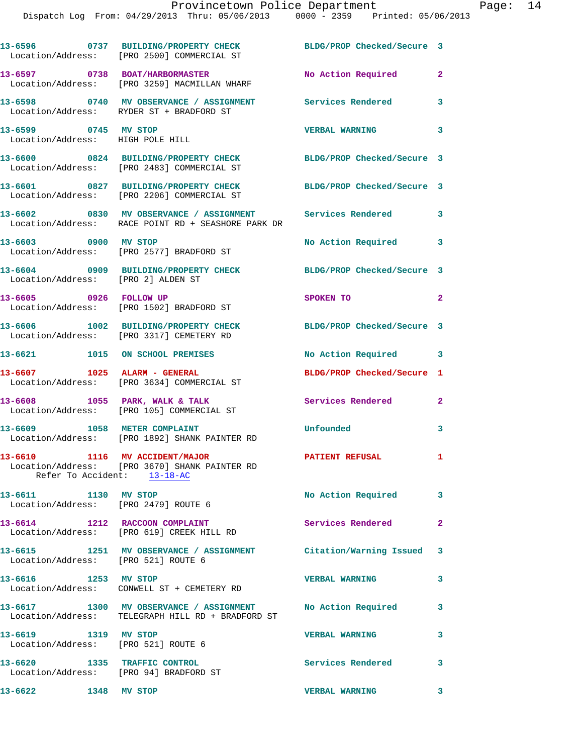13-6596 0737 BUILDING/PROPERTY CHECK BLDG/PROP Checked/Secure 3
Location/Address: [PRO 2500] COMMERCIAL ST

13-6597 0738 BOAT/HARBORMASTER No Action Required 2
Location/Address: [PRO 3259] MACMILLAN WHARF

13-6598 0740 MV OBSERVANCE / ASSIGNMENT Services Rendered 3
Location/Address: RYDER ST + BRADFORD ST

13-6599 0745 MV STOP VERBAL WARNING 3
Location/Address: HIGH POLE HILL

13-6600 0824 BUILDING/PROPERTY CHECK BLDG/PROP Checked/Secure 3
Location/Address: [PRO 2483] COMMERCIAL ST

13-6601 0827 BUILDING/PROPERTY CHECK BLDG/PROP Checked/Secure 3
Location/Address: [PRO 2206] COMMERCIAL ST

13-6602 0830 MV OBSERVANCE / ASSIGNMENT Services Rendered 3
Location/Address: RACE POINT RD + SEASHORE PARK DR

13-6603 0900 MV STOP No Action Required 3
Location/Address: [PRO 2577] BRADFORD ST

13-6604 0909 BUILDING/PROPERTY CHECK BLDG/PROP Checked/Secure 3
Location/Address: [PRO 2] ALDEN ST

13-6605 0926 FOLLOW UP SPOKEN TO 2
Location/Address: [PRO 1502] BRADFORD ST

13-6606 1002 BUILDING/PROPERTY CHECK BLDG/PROP Checked/Secure 3
Location/Address: [PRO 3317] CEMETERY RD

13-6621 1015 ON SCHOOL PREMISES No Action Required 3

13-6607 1025 ALARM - GENERAL BLDG/PROP Checked/Secure 1
Location/Address: [PRO 3634] COMMERCIAL ST

13-6608 1055 PARK, WALK & TALK Services Rendered 2
Location/Address: [PRO 105] COMMERCIAL ST

13-6609 1058 METER COMPLAINT Unfounded 3
Location/Address: [PRO 1892] SHANK PAINTER RD

13-6610 1116 MV ACCIDENT/MAJOR PATIENT REFUSAL 1
Location/Address: [PRO 3670] SHANK PAINTER RD
Refer To Accident: 13-18-AC

13-6611 1130 MV STOP No Action Required 3
Location/Address: [PRO 2479] ROUTE 6

13-6614 1212 RACCOON COMPLAINT Services Rendered 2
Location/Address: [PRO 619] CREEK HILL RD

13-6615 1251 MV OBSERVANCE / ASSIGNMENT Citation/Warning Issued 3
Location/Address: [PRO 521] ROUTE 6

13-6616 1253 MV STOP VERBAL WARNING 3
Location/Address: CONWELL ST + CEMETERY RD

13-6617 1300 MV OBSERVANCE / ASSIGNMENT No Action Required 3
Location/Address: TELEGRAPH HILL RD + BRADFORD ST

13-6619 1319 MV STOP VERBAL WARNING 3
Location/Address: [PRO 521] ROUTE 6

13-6620 1335 TRAFFIC CONTROL Services Rendered 3
Location/Address: [PRO 94] BRADFORD ST

13-6622 1348 MV STOP VERBAL WARNING 3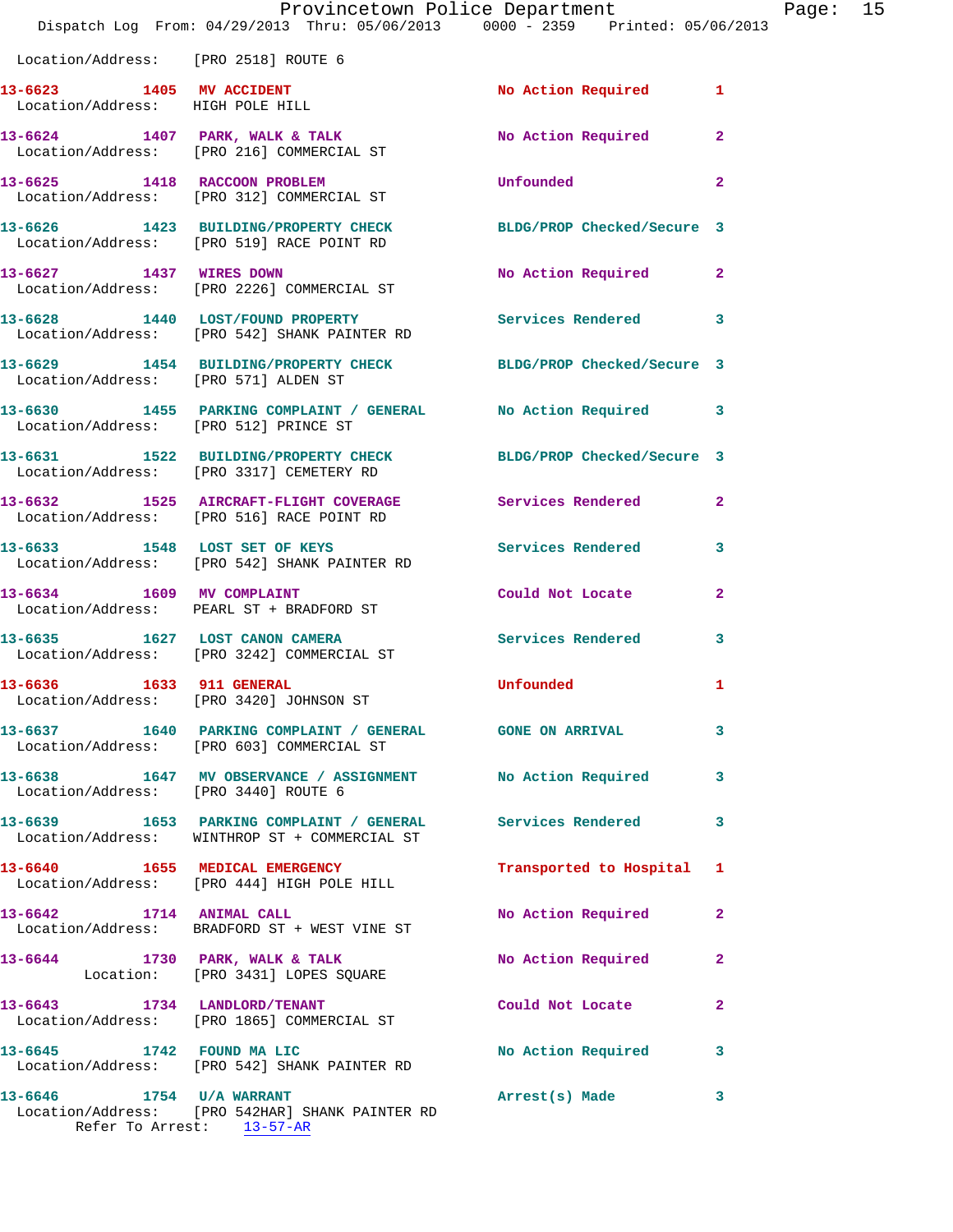Location/Address: [PRO 2518] ROUTE 6

| Call # | Time | Call Reason | Action | Priority |
|---|---|---|---|---|
| 13-6623 | 1405 | MV ACCIDENT | No Action Required | 1 |
| | | Location/Address: HIGH POLE HILL | | |
| 13-6624 | 1407 | PARK, WALK & TALK | No Action Required | 2 |
| | | Location/Address: [PRO 216] COMMERCIAL ST | | |
| 13-6625 | 1418 | RACCOON PROBLEM | Unfounded | 2 |
| | | Location/Address: [PRO 312] COMMERCIAL ST | | |
| 13-6626 | 1423 | BUILDING/PROPERTY CHECK | BLDG/PROP Checked/Secure | 3 |
| | | Location/Address: [PRO 519] RACE POINT RD | | |
| 13-6627 | 1437 | WIRES DOWN | No Action Required | 2 |
| | | Location/Address: [PRO 2226] COMMERCIAL ST | | |
| 13-6628 | 1440 | LOST/FOUND PROPERTY | Services Rendered | 3 |
| | | Location/Address: [PRO 542] SHANK PAINTER RD | | |
| 13-6629 | 1454 | BUILDING/PROPERTY CHECK | BLDG/PROP Checked/Secure | 3 |
| | | Location/Address: [PRO 571] ALDEN ST | | |
| 13-6630 | 1455 | PARKING COMPLAINT / GENERAL | No Action Required | 3 |
| | | Location/Address: [PRO 512] PRINCE ST | | |
| 13-6631 | 1522 | BUILDING/PROPERTY CHECK | BLDG/PROP Checked/Secure | 3 |
| | | Location/Address: [PRO 3317] CEMETERY RD | | |
| 13-6632 | 1525 | AIRCRAFT-FLIGHT COVERAGE | Services Rendered | 2 |
| | | Location/Address: [PRO 516] RACE POINT RD | | |
| 13-6633 | 1548 | LOST SET OF KEYS | Services Rendered | 3 |
| | | Location/Address: [PRO 542] SHANK PAINTER RD | | |
| 13-6634 | 1609 | MV COMPLAINT | Could Not Locate | 2 |
| | | Location/Address: PEARL ST + BRADFORD ST | | |
| 13-6635 | 1627 | LOST CANON CAMERA | Services Rendered | 3 |
| | | Location/Address: [PRO 3242] COMMERCIAL ST | | |
| 13-6636 | 1633 | 911 GENERAL | Unfounded | 1 |
| | | Location/Address: [PRO 3420] JOHNSON ST | | |
| 13-6637 | 1640 | PARKING COMPLAINT / GENERAL | GONE ON ARRIVAL | 3 |
| | | Location/Address: [PRO 603] COMMERCIAL ST | | |
| 13-6638 | 1647 | MV OBSERVANCE / ASSIGNMENT | No Action Required | 3 |
| | | Location/Address: [PRO 3440] ROUTE 6 | | |
| 13-6639 | 1653 | PARKING COMPLAINT / GENERAL | Services Rendered | 3 |
| | | Location/Address: WINTHROP ST + COMMERCIAL ST | | |
| 13-6640 | 1655 | MEDICAL EMERGENCY | Transported to Hospital | 1 |
| | | Location/Address: [PRO 444] HIGH POLE HILL | | |
| 13-6642 | 1714 | ANIMAL CALL | No Action Required | 2 |
| | | Location/Address: BRADFORD ST + WEST VINE ST | | |
| 13-6644 | 1730 | PARK, WALK & TALK | No Action Required | 2 |
| | | Location: [PRO 3431] LOPES SQUARE | | |
| 13-6643 | 1734 | LANDLORD/TENANT | Could Not Locate | 2 |
| | | Location/Address: [PRO 1865] COMMERCIAL ST | | |
| 13-6645 | 1742 | FOUND MA LIC | No Action Required | 3 |
| | | Location/Address: [PRO 542] SHANK PAINTER RD | | |
| 13-6646 | 1754 | U/A WARRANT | Arrest(s) Made | 3 |
| | | Location/Address: [PRO 542HAR] SHANK PAINTER RD | | |
| | | Refer To Arrest: 13-57-AR | | |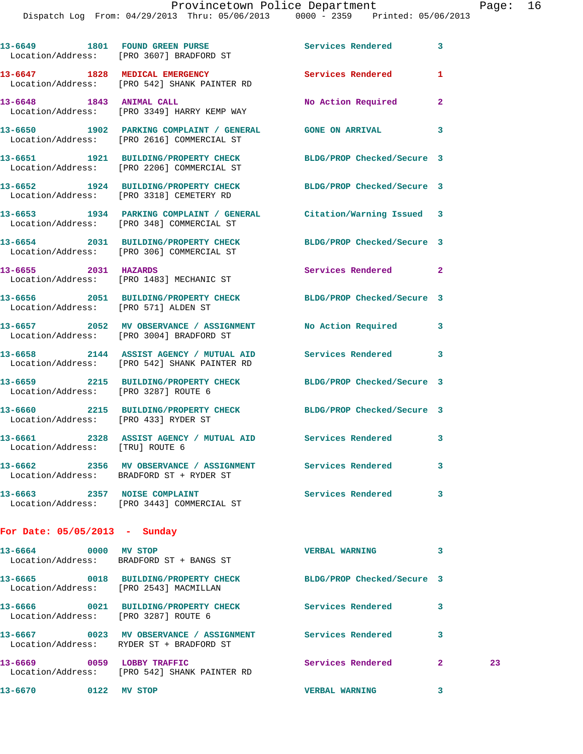13-6649 1801 FOUND GREEN PURSE Services Rendered 3
Location/Address: [PRO 3607] BRADFORD ST

13-6647 1828 MEDICAL EMERGENCY Services Rendered 1
Location/Address: [PRO 542] SHANK PAINTER RD

13-6648 1843 ANIMAL CALL No Action Required 2
Location/Address: [PRO 3349] HARRY KEMP WAY

13-6650 1902 PARKING COMPLAINT / GENERAL GONE ON ARRIVAL 3
Location/Address: [PRO 2616] COMMERCIAL ST

13-6651 1921 BUILDING/PROPERTY CHECK BLDG/PROP Checked/Secure 3
Location/Address: [PRO 2206] COMMERCIAL ST

13-6652 1924 BUILDING/PROPERTY CHECK BLDG/PROP Checked/Secure 3
Location/Address: [PRO 3318] CEMETERY RD

13-6653 1934 PARKING COMPLAINT / GENERAL Citation/Warning Issued 3
Location/Address: [PRO 348] COMMERCIAL ST

13-6654 2031 BUILDING/PROPERTY CHECK BLDG/PROP Checked/Secure 3
Location/Address: [PRO 306] COMMERCIAL ST

13-6655 2031 HAZARDS Services Rendered 2
Location/Address: [PRO 1483] MECHANIC ST

13-6656 2051 BUILDING/PROPERTY CHECK BLDG/PROP Checked/Secure 3
Location/Address: [PRO 571] ALDEN ST

13-6657 2052 MV OBSERVANCE / ASSIGNMENT No Action Required 3
Location/Address: [PRO 3004] BRADFORD ST

13-6658 2144 ASSIST AGENCY / MUTUAL AID Services Rendered 3
Location/Address: [PRO 542] SHANK PAINTER RD

13-6659 2215 BUILDING/PROPERTY CHECK BLDG/PROP Checked/Secure 3
Location/Address: [PRO 3287] ROUTE 6

13-6660 2215 BUILDING/PROPERTY CHECK BLDG/PROP Checked/Secure 3
Location/Address: [PRO 433] RYDER ST

13-6661 2328 ASSIST AGENCY / MUTUAL AID Services Rendered 3
Location/Address: [TRU] ROUTE 6

13-6662 2356 MV OBSERVANCE / ASSIGNMENT Services Rendered 3
Location/Address: BRADFORD ST + RYDER ST

13-6663 2357 NOISE COMPLAINT Services Rendered 3
Location/Address: [PRO 3443] COMMERCIAL ST

## For Date: 05/05/2013 - Sunday

13-6664 0000 MV STOP VERBAL WARNING 3
Location/Address: BRADFORD ST + BANGS ST

13-6665 0018 BUILDING/PROPERTY CHECK BLDG/PROP Checked/Secure 3
Location/Address: [PRO 2543] MACMILLAN

13-6666 0021 BUILDING/PROPERTY CHECK Services Rendered 3
Location/Address: [PRO 3287] ROUTE 6

13-6667 0023 MV OBSERVANCE / ASSIGNMENT Services Rendered 3
Location/Address: RYDER ST + BRADFORD ST

13-6669 0059 LOBBY TRAFFIC Services Rendered 2 23
Location/Address: [PRO 542] SHANK PAINTER RD

13-6670 0122 MV STOP VERBAL WARNING 3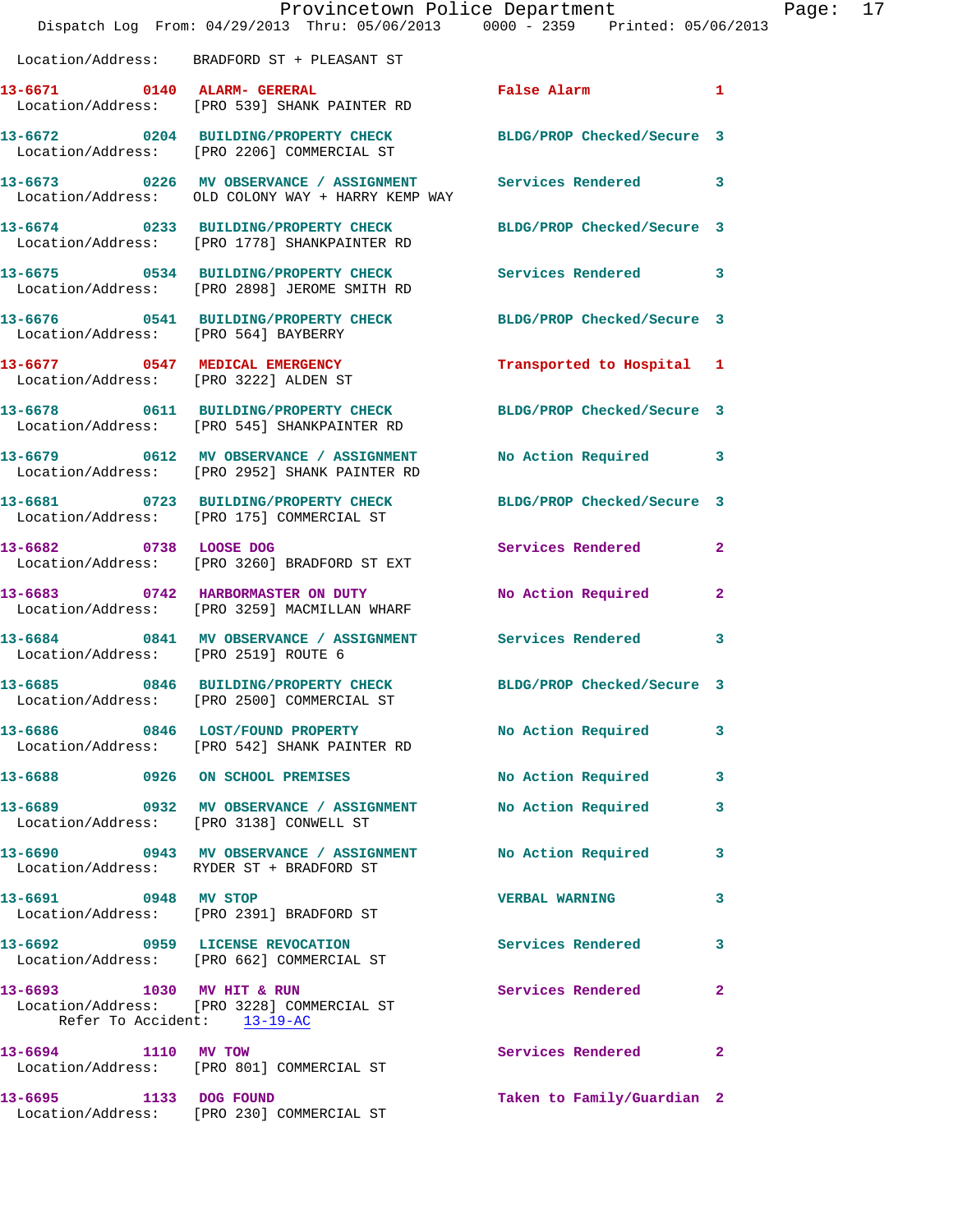Location/Address: BRADFORD ST + PLEASANT ST

| Call # | Time | Call Reason | Action | Priority |
|---|---|---|---|---|
| **13-6671** | **0140** | **ALARM- GERERAL** | **False Alarm** | **1** |
| Location/Address: [PRO 539] SHANK PAINTER RD | | | | |
| **13-6672** | **0204** | **BUILDING/PROPERTY CHECK** | **BLDG/PROP Checked/Secure** | **3** |
| Location/Address: [PRO 2206] COMMERCIAL ST | | | | |
| **13-6673** | **0226** | **MV OBSERVANCE / ASSIGNMENT** | **Services Rendered** | **3** |
| Location/Address: OLD COLONY WAY + HARRY KEMP WAY | | | | |
| **13-6674** | **0233** | **BUILDING/PROPERTY CHECK** | **BLDG/PROP Checked/Secure** | **3** |
| Location/Address: [PRO 1778] SHANKPAINTER RD | | | | |
| **13-6675** | **0534** | **BUILDING/PROPERTY CHECK** | **Services Rendered** | **3** |
| Location/Address: [PRO 2898] JEROME SMITH RD | | | | |
| **13-6676** | **0541** | **BUILDING/PROPERTY CHECK** | **BLDG/PROP Checked/Secure** | **3** |
| Location/Address: [PRO 564] BAYBERRY | | | | |
| **13-6677** | **0547** | **MEDICAL EMERGENCY** | **Transported to Hospital** | **1** |
| Location/Address: [PRO 3222] ALDEN ST | | | | |
| **13-6678** | **0611** | **BUILDING/PROPERTY CHECK** | **BLDG/PROP Checked/Secure** | **3** |
| Location/Address: [PRO 545] SHANKPAINTER RD | | | | |
| **13-6679** | **0612** | **MV OBSERVANCE / ASSIGNMENT** | **No Action Required** | **3** |
| Location/Address: [PRO 2952] SHANK PAINTER RD | | | | |
| **13-6681** | **0723** | **BUILDING/PROPERTY CHECK** | **BLDG/PROP Checked/Secure** | **3** |
| Location/Address: [PRO 175] COMMERCIAL ST | | | | |
| **13-6682** | **0738** | **LOOSE DOG** | **Services Rendered** | **2** |
| Location/Address: [PRO 3260] BRADFORD ST EXT | | | | |
| **13-6683** | **0742** | **HARBORMASTER ON DUTY** | **No Action Required** | **2** |
| Location/Address: [PRO 3259] MACMILLAN WHARF | | | | |
| **13-6684** | **0841** | **MV OBSERVANCE / ASSIGNMENT** | **Services Rendered** | **3** |
| Location/Address: [PRO 2519] ROUTE 6 | | | | |
| **13-6685** | **0846** | **BUILDING/PROPERTY CHECK** | **BLDG/PROP Checked/Secure** | **3** |
| Location/Address: [PRO 2500] COMMERCIAL ST | | | | |
| **13-6686** | **0846** | **LOST/FOUND PROPERTY** | **No Action Required** | **3** |
| Location/Address: [PRO 542] SHANK PAINTER RD | | | | |
| **13-6688** | **0926** | **ON SCHOOL PREMISES** | **No Action Required** | **3** |
| **13-6689** | **0932** | **MV OBSERVANCE / ASSIGNMENT** | **No Action Required** | **3** |
| Location/Address: [PRO 3138] CONWELL ST | | | | |
| **13-6690** | **0943** | **MV OBSERVANCE / ASSIGNMENT** | **No Action Required** | **3** |
| Location/Address: RYDER ST + BRADFORD ST | | | | |
| **13-6691** | **0948** | **MV STOP** | **VERBAL WARNING** | **3** |
| Location/Address: [PRO 2391] BRADFORD ST | | | | |
| **13-6692** | **0959** | **LICENSE REVOCATION** | **Services Rendered** | **3** |
| Location/Address: [PRO 662] COMMERCIAL ST | | | | |
| **13-6693** | **1030** | **MV HIT & RUN** | **Services Rendered** | **2** |
| Location/Address: [PRO 3228] COMMERCIAL ST — Refer To Accident: 13-19-AC | | | | |
| **13-6694** | **1110** | **MV TOW** | **Services Rendered** | **2** |
| Location/Address: [PRO 801] COMMERCIAL ST | | | | |
| **13-6695** | **1133** | **DOG FOUND** | **Taken to Family/Guardian** | **2** |
| Location/Address: [PRO 230] COMMERCIAL ST | | | | |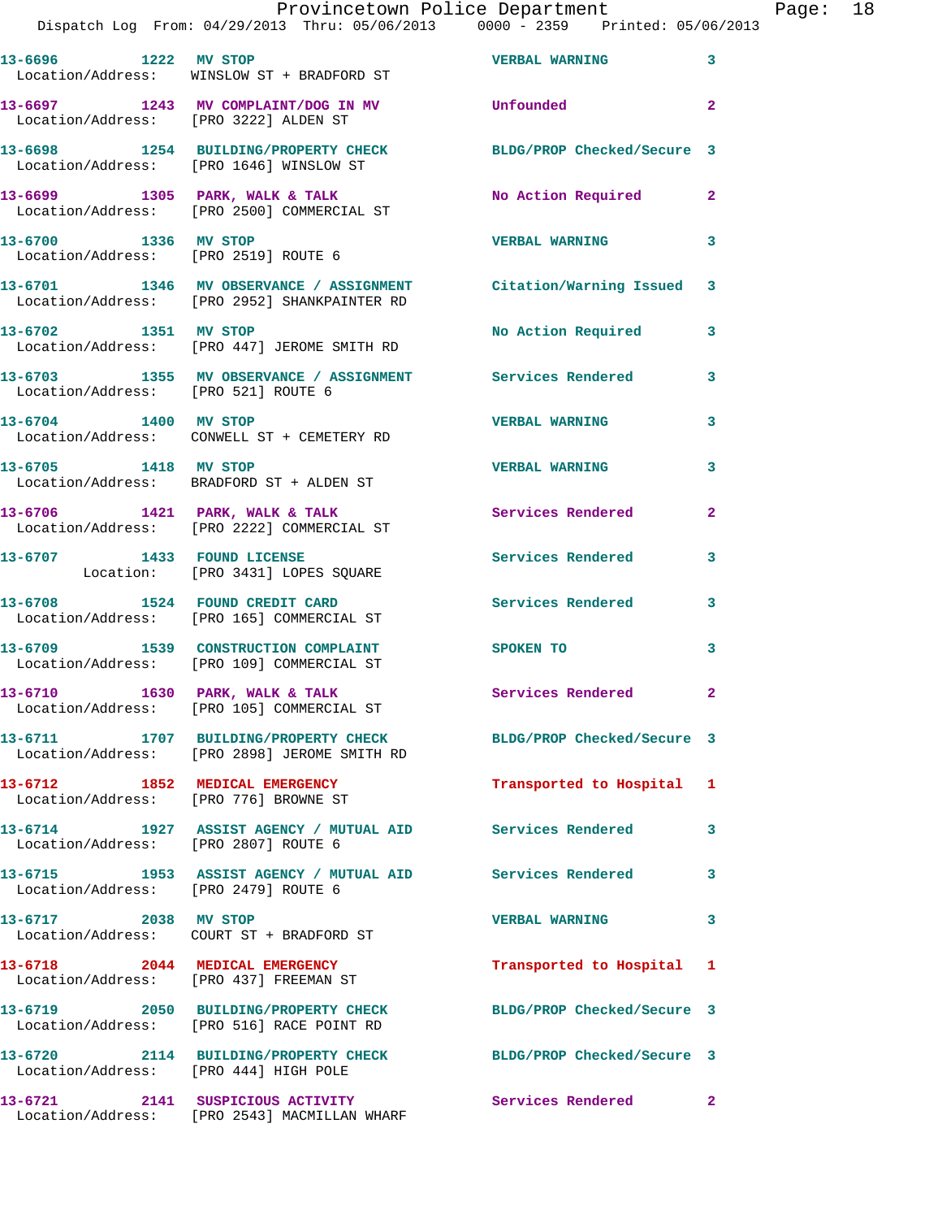| Call Number | Time | Call Reason | Action | Priority |
|---|---|---|---|---|
| 13-6696 | 1222 | MV STOP | VERBAL WARNING | 3 |
| Location/Address: | | WINSLOW ST + BRADFORD ST | | |
| 13-6697 | 1243 | MV COMPLAINT/DOG IN MV | Unfounded | 2 |
| Location/Address: | | [PRO 3222] ALDEN ST | | |
| 13-6698 | 1254 | BUILDING/PROPERTY CHECK | BLDG/PROP Checked/Secure | 3 |
| Location/Address: | | [PRO 1646] WINSLOW ST | | |
| 13-6699 | 1305 | PARK, WALK & TALK | No Action Required | 2 |
| Location/Address: | | [PRO 2500] COMMERCIAL ST | | |
| 13-6700 | 1336 | MV STOP | VERBAL WARNING | 3 |
| Location/Address: | | [PRO 2519] ROUTE 6 | | |
| 13-6701 | 1346 | MV OBSERVANCE / ASSIGNMENT | Citation/Warning Issued | 3 |
| Location/Address: | | [PRO 2952] SHANKPAINTER RD | | |
| 13-6702 | 1351 | MV STOP | No Action Required | 3 |
| Location/Address: | | [PRO 447] JEROME SMITH RD | | |
| 13-6703 | 1355 | MV OBSERVANCE / ASSIGNMENT | Services Rendered | 3 |
| Location/Address: | | [PRO 521] ROUTE 6 | | |
| 13-6704 | 1400 | MV STOP | VERBAL WARNING | 3 |
| Location/Address: | | CONWELL ST + CEMETERY RD | | |
| 13-6705 | 1418 | MV STOP | VERBAL WARNING | 3 |
| Location/Address: | | BRADFORD ST + ALDEN ST | | |
| 13-6706 | 1421 | PARK, WALK & TALK | Services Rendered | 2 |
| Location/Address: | | [PRO 2222] COMMERCIAL ST | | |
| 13-6707 | 1433 | FOUND LICENSE | Services Rendered | 3 |
| Location: | | [PRO 3431] LOPES SQUARE | | |
| 13-6708 | 1524 | FOUND CREDIT CARD | Services Rendered | 3 |
| Location/Address: | | [PRO 165] COMMERCIAL ST | | |
| 13-6709 | 1539 | CONSTRUCTION COMPLAINT | SPOKEN TO | 3 |
| Location/Address: | | [PRO 109] COMMERCIAL ST | | |
| 13-6710 | 1630 | PARK, WALK & TALK | Services Rendered | 2 |
| Location/Address: | | [PRO 105] COMMERCIAL ST | | |
| 13-6711 | 1707 | BUILDING/PROPERTY CHECK | BLDG/PROP Checked/Secure | 3 |
| Location/Address: | | [PRO 2898] JEROME SMITH RD | | |
| 13-6712 | 1852 | MEDICAL EMERGENCY | Transported to Hospital | 1 |
| Location/Address: | | [PRO 776] BROWNE ST | | |
| 13-6714 | 1927 | ASSIST AGENCY / MUTUAL AID | Services Rendered | 3 |
| Location/Address: | | [PRO 2807] ROUTE 6 | | |
| 13-6715 | 1953 | ASSIST AGENCY / MUTUAL AID | Services Rendered | 3 |
| Location/Address: | | [PRO 2479] ROUTE 6 | | |
| 13-6717 | 2038 | MV STOP | VERBAL WARNING | 3 |
| Location/Address: | | COURT ST + BRADFORD ST | | |
| 13-6718 | 2044 | MEDICAL EMERGENCY | Transported to Hospital | 1 |
| Location/Address: | | [PRO 437] FREEMAN ST | | |
| 13-6719 | 2050 | BUILDING/PROPERTY CHECK | BLDG/PROP Checked/Secure | 3 |
| Location/Address: | | [PRO 516] RACE POINT RD | | |
| 13-6720 | 2114 | BUILDING/PROPERTY CHECK | BLDG/PROP Checked/Secure | 3 |
| Location/Address: | | [PRO 444] HIGH POLE | | |
| 13-6721 | 2141 | SUSPICIOUS ACTIVITY | Services Rendered | 2 |
| Location/Address: | | [PRO 2543] MACMILLAN WHARF | | |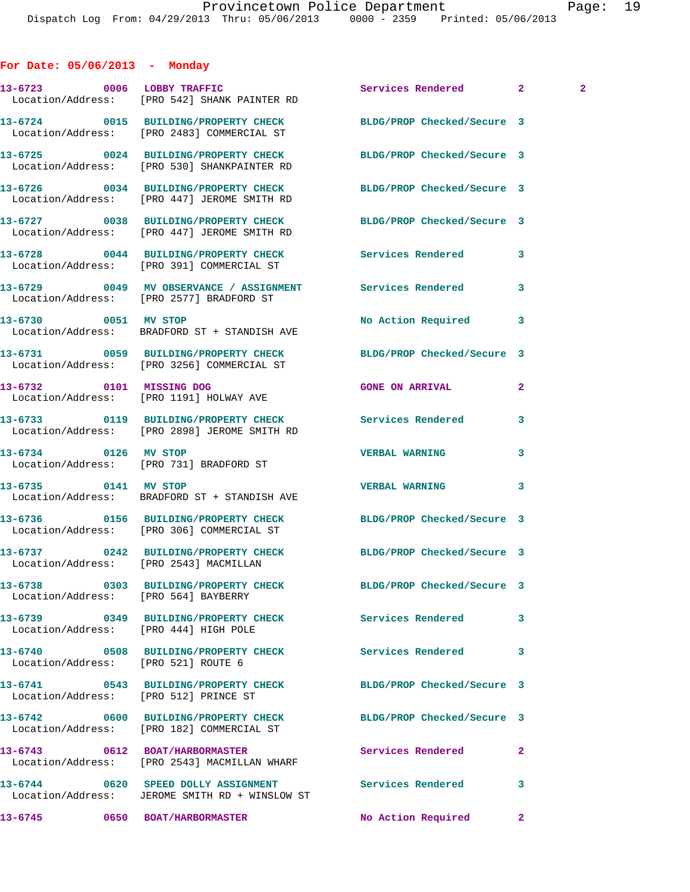**For Date: 05/06/2013 - Monday**

| Call Number | Time | Call Reason | Action | Priority | |
|---|---|---|---|---|---|
| 13-6723 | 0006 | LOBBY TRAFFIC | Services Rendered | 2 | 2 |
| | | Location/Address: [PRO 542] SHANK PAINTER RD | | | |
| 13-6724 | 0015 | BUILDING/PROPERTY CHECK | BLDG/PROP Checked/Secure | 3 | |
| | | Location/Address: [PRO 2483] COMMERCIAL ST | | | |
| 13-6725 | 0024 | BUILDING/PROPERTY CHECK | BLDG/PROP Checked/Secure | 3 | |
| | | Location/Address: [PRO 530] SHANKPAINTER RD | | | |
| 13-6726 | 0034 | BUILDING/PROPERTY CHECK | BLDG/PROP Checked/Secure | 3 | |
| | | Location/Address: [PRO 447] JEROME SMITH RD | | | |
| 13-6727 | 0038 | BUILDING/PROPERTY CHECK | BLDG/PROP Checked/Secure | 3 | |
| | | Location/Address: [PRO 447] JEROME SMITH RD | | | |
| 13-6728 | 0044 | BUILDING/PROPERTY CHECK | Services Rendered | 3 | |
| | | Location/Address: [PRO 391] COMMERCIAL ST | | | |
| 13-6729 | 0049 | MV OBSERVANCE / ASSIGNMENT | Services Rendered | 3 | |
| | | Location/Address: [PRO 2577] BRADFORD ST | | | |
| 13-6730 | 0051 | MV STOP | No Action Required | 3 | |
| | | Location/Address: BRADFORD ST + STANDISH AVE | | | |
| 13-6731 | 0059 | BUILDING/PROPERTY CHECK | BLDG/PROP Checked/Secure | 3 | |
| | | Location/Address: [PRO 3256] COMMERCIAL ST | | | |
| 13-6732 | 0101 | MISSING DOG | GONE ON ARRIVAL | 2 | |
| | | Location/Address: [PRO 1191] HOLWAY AVE | | | |
| 13-6733 | 0119 | BUILDING/PROPERTY CHECK | Services Rendered | 3 | |
| | | Location/Address: [PRO 2898] JEROME SMITH RD | | | |
| 13-6734 | 0126 | MV STOP | VERBAL WARNING | 3 | |
| | | Location/Address: [PRO 731] BRADFORD ST | | | |
| 13-6735 | 0141 | MV STOP | VERBAL WARNING | 3 | |
| | | Location/Address: BRADFORD ST + STANDISH AVE | | | |
| 13-6736 | 0156 | BUILDING/PROPERTY CHECK | BLDG/PROP Checked/Secure | 3 | |
| | | Location/Address: [PRO 306] COMMERCIAL ST | | | |
| 13-6737 | 0242 | BUILDING/PROPERTY CHECK | BLDG/PROP Checked/Secure | 3 | |
| | | Location/Address: [PRO 2543] MACMILLAN | | | |
| 13-6738 | 0303 | BUILDING/PROPERTY CHECK | BLDG/PROP Checked/Secure | 3 | |
| | | Location/Address: [PRO 564] BAYBERRY | | | |
| 13-6739 | 0349 | BUILDING/PROPERTY CHECK | Services Rendered | 3 | |
| | | Location/Address: [PRO 444] HIGH POLE | | | |
| 13-6740 | 0508 | BUILDING/PROPERTY CHECK | Services Rendered | 3 | |
| | | Location/Address: [PRO 521] ROUTE 6 | | | |
| 13-6741 | 0543 | BUILDING/PROPERTY CHECK | BLDG/PROP Checked/Secure | 3 | |
| | | Location/Address: [PRO 512] PRINCE ST | | | |
| 13-6742 | 0600 | BUILDING/PROPERTY CHECK | BLDG/PROP Checked/Secure | 3 | |
| | | Location/Address: [PRO 182] COMMERCIAL ST | | | |
| 13-6743 | 0612 | BOAT/HARBORMASTER | Services Rendered | 2 | |
| | | Location/Address: [PRO 2543] MACMILLAN WHARF | | | |
| 13-6744 | 0620 | SPEED DOLLY ASSIGNMENT | Services Rendered | 3 | |
| | | Location/Address: JEROME SMITH RD + WINSLOW ST | | | |
| 13-6745 | 0650 | BOAT/HARBORMASTER | No Action Required | 2 | |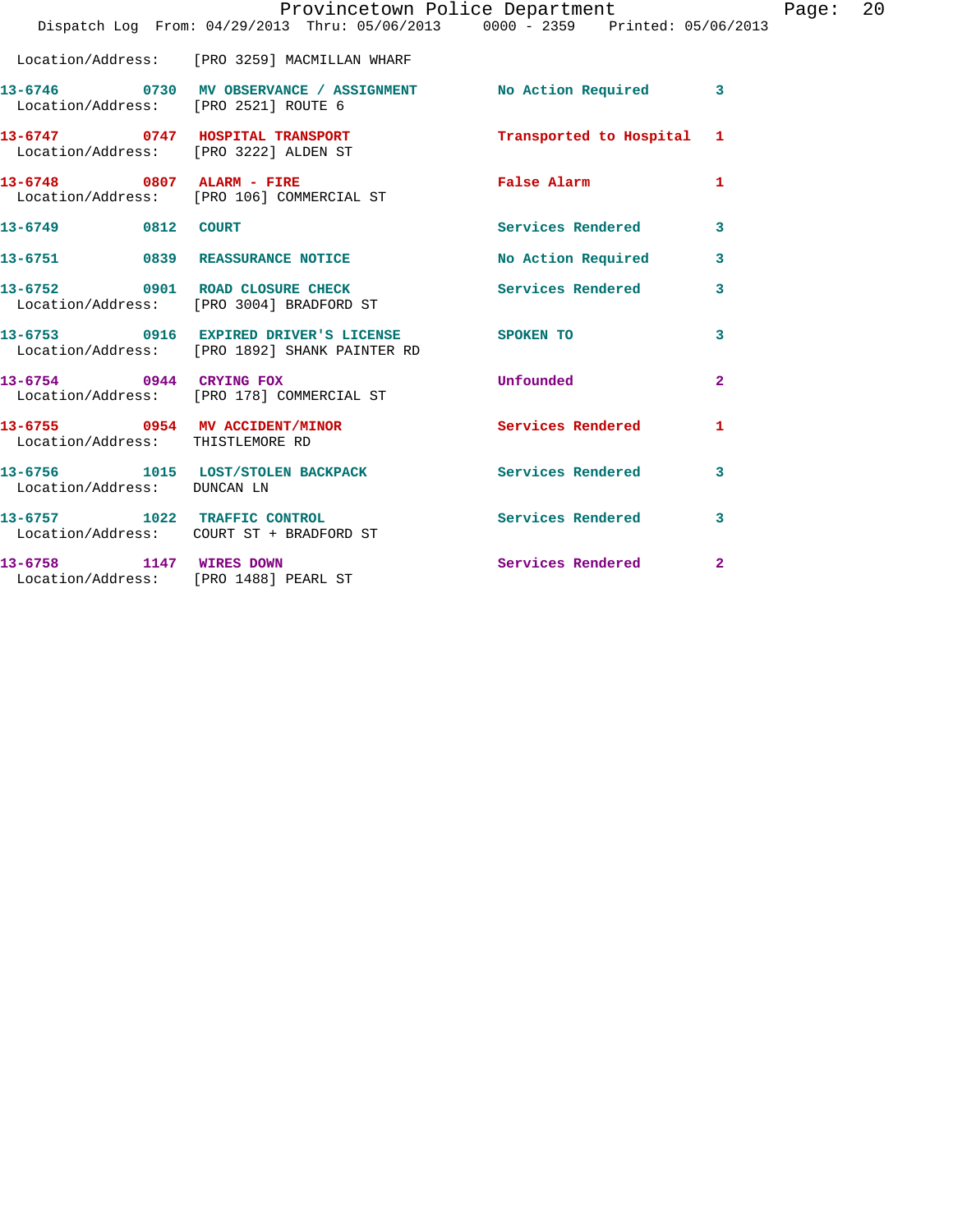Location/Address: [PRO 3259] MACMILLAN WHARF

**13-6746** 0730 **MV OBSERVANCE / ASSIGNMENT** No Action Required 3
Location/Address: [PRO 2521] ROUTE 6

**13-6747** 0747 **HOSPITAL TRANSPORT** Transported to Hospital 1
Location/Address: [PRO 3222] ALDEN ST

**13-6748** 0807 **ALARM - FIRE** False Alarm 1
Location/Address: [PRO 106] COMMERCIAL ST

**13-6749** 0812 **COURT** Services Rendered 3

**13-6751** 0839 **REASSURANCE NOTICE** No Action Required 3

**13-6752** 0901 **ROAD CLOSURE CHECK** Services Rendered 3
Location/Address: [PRO 3004] BRADFORD ST

**13-6753** 0916 **EXPIRED DRIVER'S LICENSE** SPOKEN TO 3
Location/Address: [PRO 1892] SHANK PAINTER RD

**13-6754** 0944 **CRYING FOX** Unfounded 2
Location/Address: [PRO 178] COMMERCIAL ST

**13-6755** 0954 **MV ACCIDENT/MINOR** Services Rendered 1
Location/Address: THISTLEMORE RD

**13-6756** 1015 **LOST/STOLEN BACKPACK** Services Rendered 3
Location/Address: DUNCAN LN

**13-6757** 1022 **TRAFFIC CONTROL** Services Rendered 3
Location/Address: COURT ST + BRADFORD ST

**13-6758** 1147 **WIRES DOWN** Services Rendered 2
Location/Address: [PRO 1488] PEARL ST